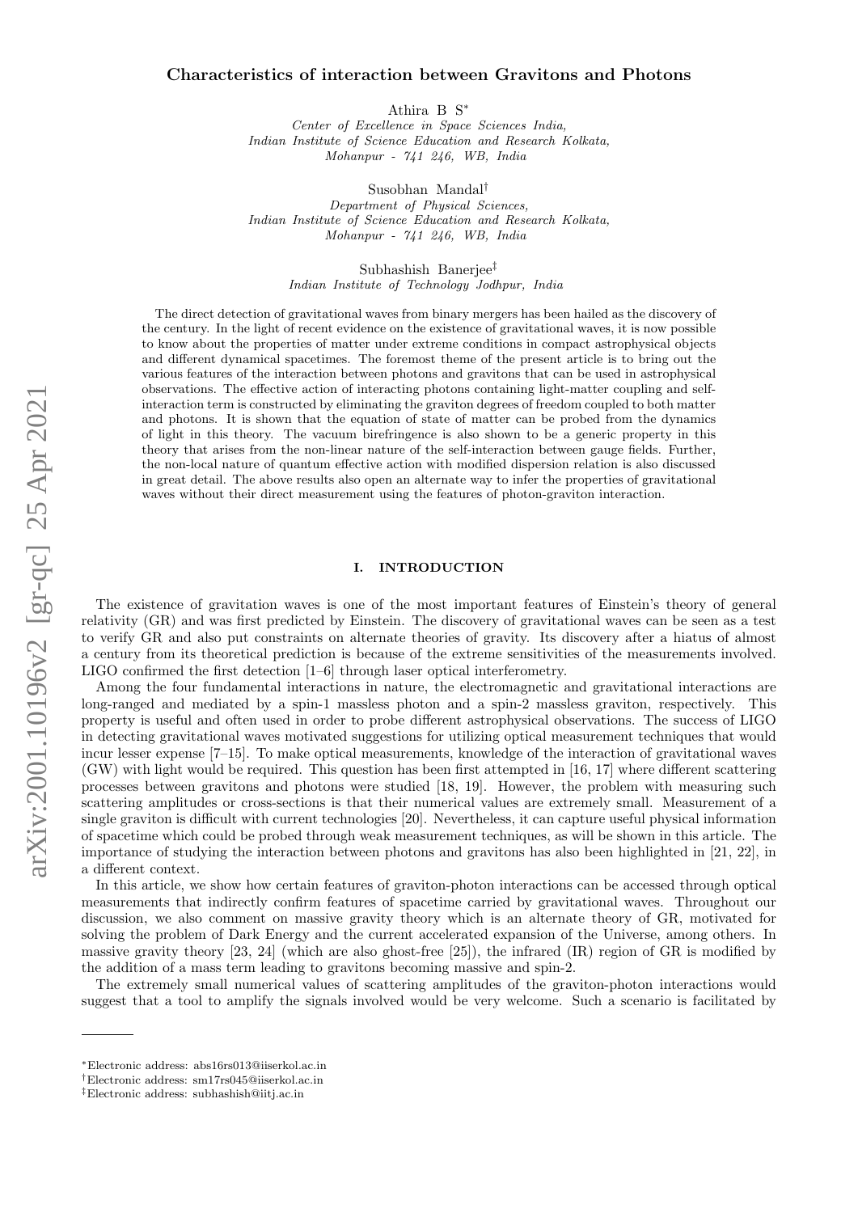# Characteristics of interaction between Gravitons and Photons

Athira B S*

*Center of Excellence in Space Sciences India,*
*Indian Institute of Science Education and Research Kolkata,*
*Mohanpur - 741 246, WB, India*

Susobhan Mandal†

*Department of Physical Sciences,*
*Indian Institute of Science Education and Research Kolkata,*
*Mohanpur - 741 246, WB, India*

Subhashish Banerjee‡

*Indian Institute of Technology Jodhpur, India*

The direct detection of gravitational waves from binary mergers has been hailed as the discovery of the century. In the light of recent evidence on the existence of gravitational waves, it is now possible to know about the properties of matter under extreme conditions in compact astrophysical objects and different dynamical spacetimes. The foremost theme of the present article is to bring out the various features of the interaction between photons and gravitons that can be used in astrophysical observations. The effective action of interacting photons containing light-matter coupling and self-interaction term is constructed by eliminating the graviton degrees of freedom coupled to both matter and photons. It is shown that the equation of state of matter can be probed from the dynamics of light in this theory. The vacuum birefringence is also shown to be a generic property in this theory that arises from the non-linear nature of the self-interaction between gauge fields. Further, the non-local nature of quantum effective action with modified dispersion relation is also discussed in great detail. The above results also open an alternate way to infer the properties of gravitational waves without their direct measurement using the features of photon-graviton interaction.

## I. INTRODUCTION

The existence of gravitation waves is one of the most important features of Einstein's theory of general relativity (GR) and was first predicted by Einstein. The discovery of gravitational waves can be seen as a test to verify GR and also put constraints on alternate theories of gravity. Its discovery after a hiatus of almost a century from its theoretical prediction is because of the extreme sensitivities of the measurements involved. LIGO confirmed the first detection [1–6] through laser optical interferometry.

Among the four fundamental interactions in nature, the electromagnetic and gravitational interactions are long-ranged and mediated by a spin-1 massless photon and a spin-2 massless graviton, respectively. This property is useful and often used in order to probe different astrophysical observations. The success of LIGO in detecting gravitational waves motivated suggestions for utilizing optical measurement techniques that would incur lesser expense [7–15]. To make optical measurements, knowledge of the interaction of gravitational waves (GW) with light would be required. This question has been first attempted in [16, 17] where different scattering processes between gravitons and photons were studied [18, 19]. However, the problem with measuring such scattering amplitudes or cross-sections is that their numerical values are extremely small. Measurement of a single graviton is difficult with current technologies [20]. Nevertheless, it can capture useful physical information of spacetime which could be probed through weak measurement techniques, as will be shown in this article. The importance of studying the interaction between photons and gravitons has also been highlighted in [21, 22], in a different context.

In this article, we show how certain features of graviton-photon interactions can be accessed through optical measurements that indirectly confirm features of spacetime carried by gravitational waves. Throughout our discussion, we also comment on massive gravity theory which is an alternate theory of GR, motivated for solving the problem of Dark Energy and the current accelerated expansion of the Universe, among others. In massive gravity theory [23, 24] (which are also ghost-free [25]), the infrared (IR) region of GR is modified by the addition of a mass term leading to gravitons becoming massive and spin-2.

The extremely small numerical values of scattering amplitudes of the graviton-photon interactions would suggest that a tool to amplify the signals involved would be very welcome. Such a scenario is facilitated by

---

*Electronic address: abs16rs013@iiserkol.ac.in
†Electronic address: sm17rs045@iiserkol.ac.in
‡Electronic address: subhashish@iitj.ac.in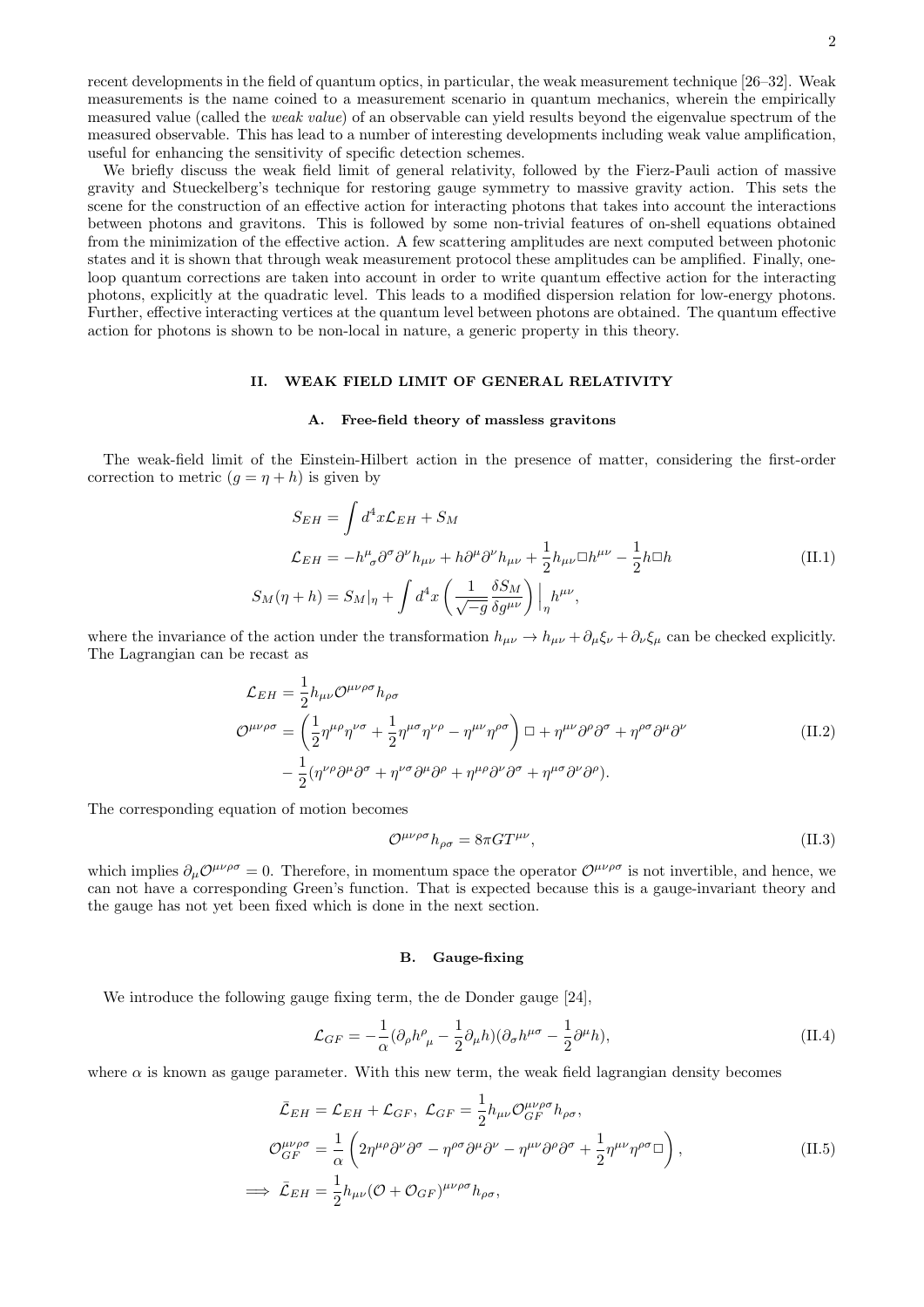recent developments in the field of quantum optics, in particular, the weak measurement technique [26–32]. Weak measurements is the name coined to a measurement scenario in quantum mechanics, wherein the empirically measured value (called the *weak value*) of an observable can yield results beyond the eigenvalue spectrum of the measured observable. This has lead to a number of interesting developments including weak value amplification, useful for enhancing the sensitivity of specific detection schemes.

We briefly discuss the weak field limit of general relativity, followed by the Fierz-Pauli action of massive gravity and Stueckelberg's technique for restoring gauge symmetry to massive gravity action. This sets the scene for the construction of an effective action for interacting photons that takes into account the interactions between photons and gravitons. This is followed by some non-trivial features of on-shell equations obtained from the minimization of the effective action. A few scattering amplitudes are next computed between photonic states and it is shown that through weak measurement protocol these amplitudes can be amplified. Finally, one-loop quantum corrections are taken into account in order to write quantum effective action for the interacting photons, explicitly at the quadratic level. This leads to a modified dispersion relation for low-energy photons. Further, effective interacting vertices at the quantum level between photons are obtained. The quantum effective action for photons is shown to be non-local in nature, a generic property in this theory.

## II. WEAK FIELD LIMIT OF GENERAL RELATIVITY

### A. Free-field theory of massless gravitons

The weak-field limit of the Einstein-Hilbert action in the presence of matter, considering the first-order correction to metric ($g = \eta + h$) is given by

$$
\begin{aligned}
S_{EH} &= \int d^4x \mathcal{L}_{EH} + S_M \\
\mathcal{L}_{EH} &= -h^{\mu}{}_{\sigma}\partial^{\sigma}\partial^{\nu}h_{\mu\nu} + h\partial^{\mu}\partial^{\nu}h_{\mu\nu} + \frac{1}{2}h_{\mu\nu}\Box h^{\mu\nu} - \frac{1}{2}h\Box h \\
S_M(\eta + h) &= S_M|_{\eta} + \int d^4x \left(\frac{1}{\sqrt{-g}}\frac{\delta S_M}{\delta g^{\mu\nu}}\right)\Big|_{\eta} h^{\mu\nu},
\end{aligned}
\tag{II.1}
$$

where the invariance of the action under the transformation $h_{\mu\nu} \to h_{\mu\nu} + \partial_\mu \xi_\nu + \partial_\nu \xi_\mu$ can be checked explicitly. The Lagrangian can be recast as

$$
\begin{aligned}
\mathcal{L}_{EH} &= \frac{1}{2}h_{\mu\nu}\mathcal{O}^{\mu\nu\rho\sigma}h_{\rho\sigma} \\
\mathcal{O}^{\mu\nu\rho\sigma} &= \left(\frac{1}{2}\eta^{\mu\rho}\eta^{\nu\sigma} + \frac{1}{2}\eta^{\mu\sigma}\eta^{\nu\rho} - \eta^{\mu\nu}\eta^{\rho\sigma}\right)\Box + \eta^{\mu\nu}\partial^{\rho}\partial^{\sigma} + \eta^{\rho\sigma}\partial^{\mu}\partial^{\nu} \\
&\quad - \frac{1}{2}(\eta^{\nu\rho}\partial^{\mu}\partial^{\sigma} + \eta^{\nu\sigma}\partial^{\mu}\partial^{\rho} + \eta^{\mu\rho}\partial^{\nu}\partial^{\sigma} + \eta^{\mu\sigma}\partial^{\nu}\partial^{\rho}).
\end{aligned}
\tag{II.2}
$$

The corresponding equation of motion becomes

$$
\mathcal{O}^{\mu\nu\rho\sigma}h_{\rho\sigma} = 8\pi G T^{\mu\nu},
\tag{II.3}
$$

which implies $\partial_\mu \mathcal{O}^{\mu\nu\rho\sigma} = 0$. Therefore, in momentum space the operator $\mathcal{O}^{\mu\nu\rho\sigma}$ is not invertible, and hence, we can not have a corresponding Green's function. That is expected because this is a gauge-invariant theory and the gauge has not yet been fixed which is done in the next section.

### B. Gauge-fixing

We introduce the following gauge fixing term, the de Donder gauge [24],

$$
\mathcal{L}_{GF} = -\frac{1}{\alpha}(\partial_\rho h^{\rho}{}_{\mu} - \frac{1}{2}\partial_\mu h)(\partial_\sigma h^{\mu\sigma} - \frac{1}{2}\partial^{\mu}h),
\tag{II.4}
$$

where $\alpha$ is known as gauge parameter. With this new term, the weak field lagrangian density becomes

$$
\begin{aligned}
\bar{\mathcal{L}}_{EH} &= \mathcal{L}_{EH} + \mathcal{L}_{GF}, \ \mathcal{L}_{GF} = \frac{1}{2}h_{\mu\nu}\mathcal{O}^{\mu\nu\rho\sigma}_{GF}h_{\rho\sigma}, \\
\mathcal{O}^{\mu\nu\rho\sigma}_{GF} &= \frac{1}{\alpha}\left(2\eta^{\mu\rho}\partial^{\nu}\partial^{\sigma} - \eta^{\rho\sigma}\partial^{\mu}\partial^{\nu} - \eta^{\mu\nu}\partial^{\rho}\partial^{\sigma} + \frac{1}{2}\eta^{\mu\nu}\eta^{\rho\sigma}\Box\right), \\
\implies \bar{\mathcal{L}}_{EH} &= \frac{1}{2}h_{\mu\nu}(\mathcal{O} + \mathcal{O}_{GF})^{\mu\nu\rho\sigma}h_{\rho\sigma},
\end{aligned}
\tag{II.5}
$$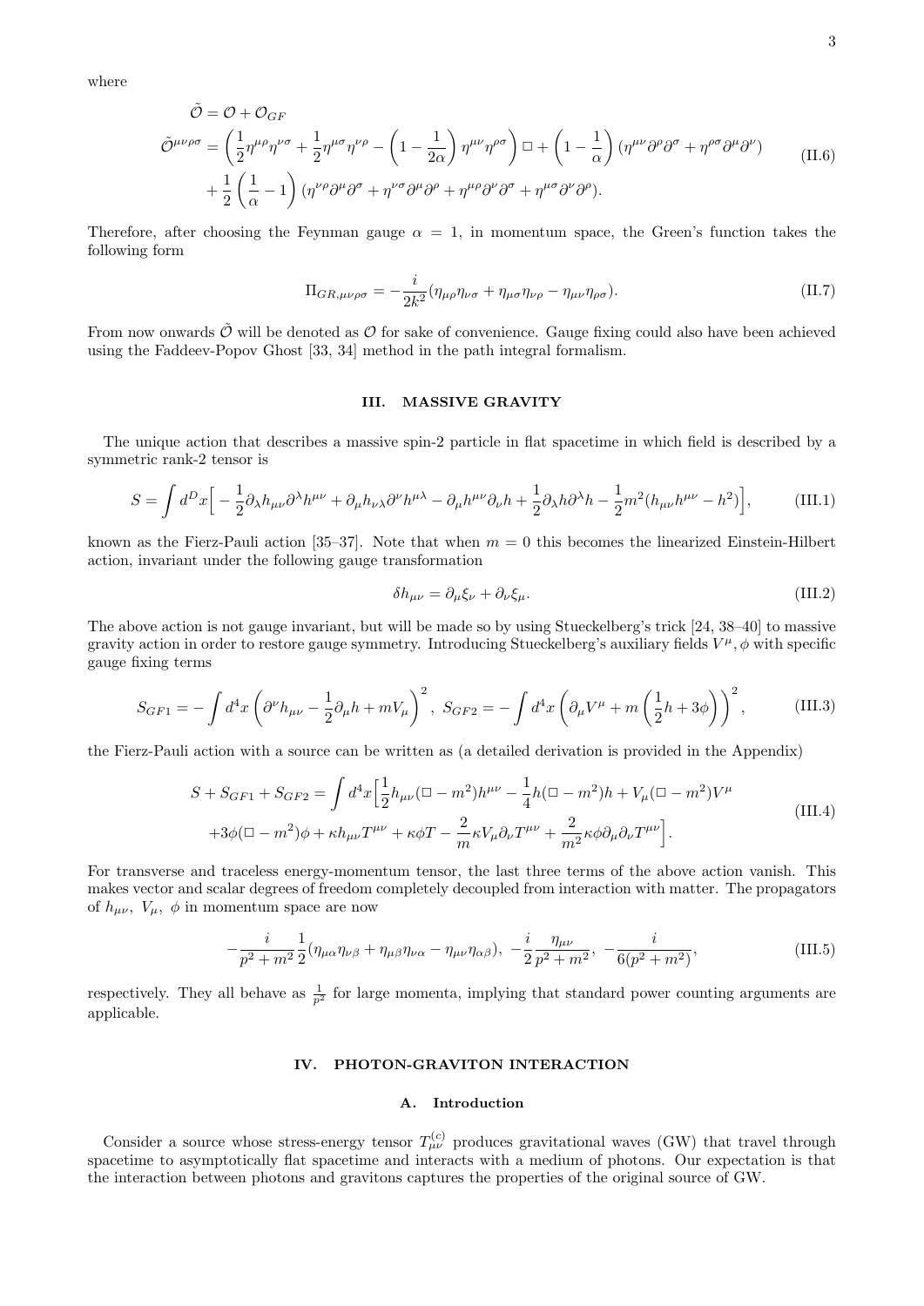where

$$
\begin{aligned}
&\tilde{\mathcal{O}} = \mathcal{O} + \mathcal{O}_{GF} \\
&\tilde{\mathcal{O}}^{\mu\nu\rho\sigma} = \left(\frac{1}{2}\eta^{\mu\rho}\eta^{\nu\sigma} + \frac{1}{2}\eta^{\mu\sigma}\eta^{\nu\rho} - \left(1 - \frac{1}{2\alpha}\right)\eta^{\mu\nu}\eta^{\rho\sigma}\right)\Box + \left(1 - \frac{1}{\alpha}\right)(\eta^{\mu\nu}\partial^\rho\partial^\sigma + \eta^{\rho\sigma}\partial^\mu\partial^\nu) \\
&\quad + \frac{1}{2}\left(\frac{1}{\alpha} - 1\right)(\eta^{\nu\rho}\partial^\mu\partial^\sigma + \eta^{\nu\sigma}\partial^\mu\partial^\rho + \eta^{\mu\rho}\partial^\nu\partial^\sigma + \eta^{\mu\sigma}\partial^\nu\partial^\rho).
\end{aligned}
\tag{II.6}
$$

Therefore, after choosing the Feynman gauge $\alpha = 1$, in momentum space, the Green's function takes the following form

$$
\Pi_{GR,\mu\nu\rho\sigma} = -\frac{i}{2k^2}(\eta_{\mu\rho}\eta_{\nu\sigma} + \eta_{\mu\sigma}\eta_{\nu\rho} - \eta_{\mu\nu}\eta_{\rho\sigma}). \tag{II.7}
$$

From now onwards $\tilde{\mathcal{O}}$ will be denoted as $\mathcal{O}$ for sake of convenience. Gauge fixing could also have been achieved using the Faddeev-Popov Ghost [33, 34] method in the path integral formalism.

## III. MASSIVE GRAVITY

The unique action that describes a massive spin-2 particle in flat spacetime in which field is described by a symmetric rank-2 tensor is

$$
S = \int d^D x \Big[ -\frac{1}{2}\partial_\lambda h_{\mu\nu}\partial^\lambda h^{\mu\nu} + \partial_\mu h_{\nu\lambda}\partial^\nu h^{\mu\lambda} - \partial_\mu h^{\mu\nu}\partial_\nu h + \frac{1}{2}\partial_\lambda h \partial^\lambda h - \frac{1}{2}m^2(h_{\mu\nu}h^{\mu\nu} - h^2)\Big], \tag{III.1}
$$

known as the Fierz-Pauli action [35–37]. Note that when $m = 0$ this becomes the linearized Einstein-Hilbert action, invariant under the following gauge transformation

$$
\delta h_{\mu\nu} = \partial_\mu \xi_\nu + \partial_\nu \xi_\mu. \tag{III.2}
$$

The above action is not gauge invariant, but will be made so by using Stueckelberg's trick [24, 38–40] to massive gravity action in order to restore gauge symmetry. Introducing Stueckelberg's auxiliary fields $V^\mu, \phi$ with specific gauge fixing terms

$$
S_{GF1} = -\int d^4x \left(\partial^\nu h_{\mu\nu} - \frac{1}{2}\partial_\mu h + mV_\mu\right)^2, \; S_{GF2} = -\int d^4x \left(\partial_\mu V^\mu + m\left(\frac{1}{2}h + 3\phi\right)\right)^2, \tag{III.3}
$$

the Fierz-Pauli action with a source can be written as (a detailed derivation is provided in the Appendix)

$$
\begin{aligned}
S + S_{GF1} + S_{GF2} = \int d^4x \Big[&\frac{1}{2}h_{\mu\nu}(\Box - m^2)h^{\mu\nu} - \frac{1}{4}h(\Box - m^2)h + V_\mu(\Box - m^2)V^\mu \\
&+ 3\phi(\Box - m^2)\phi + \kappa h_{\mu\nu}T^{\mu\nu} + \kappa\phi T - \frac{2}{m}\kappa V_\mu \partial_\nu T^{\mu\nu} + \frac{2}{m^2}\kappa\phi\partial_\mu\partial_\nu T^{\mu\nu}\Big].
\end{aligned}
\tag{III.4}
$$

For transverse and traceless energy-momentum tensor, the last three terms of the above action vanish. This makes vector and scalar degrees of freedom completely decoupled from interaction with matter. The propagators of $h_{\mu\nu}$, $V_\mu$, $\phi$ in momentum space are now

$$
-\frac{i}{p^2 + m^2}\frac{1}{2}(\eta_{\mu\alpha}\eta_{\nu\beta} + \eta_{\mu\beta}\eta_{\nu\alpha} - \eta_{\mu\nu}\eta_{\alpha\beta}), \; -\frac{i}{2}\frac{\eta_{\mu\nu}}{p^2 + m^2}, \; -\frac{i}{6(p^2 + m^2)}, \tag{III.5}
$$

respectively. They all behave as $\frac{1}{p^2}$ for large momenta, implying that standard power counting arguments are applicable.

## IV. PHOTON-GRAVITON INTERACTION

### A. Introduction

Consider a source whose stress-energy tensor $T^{(c)}_{\mu\nu}$ produces gravitational waves (GW) that travel through spacetime to asymptotically flat spacetime and interacts with a medium of photons. Our expectation is that the interaction between photons and gravitons captures the properties of the original source of GW.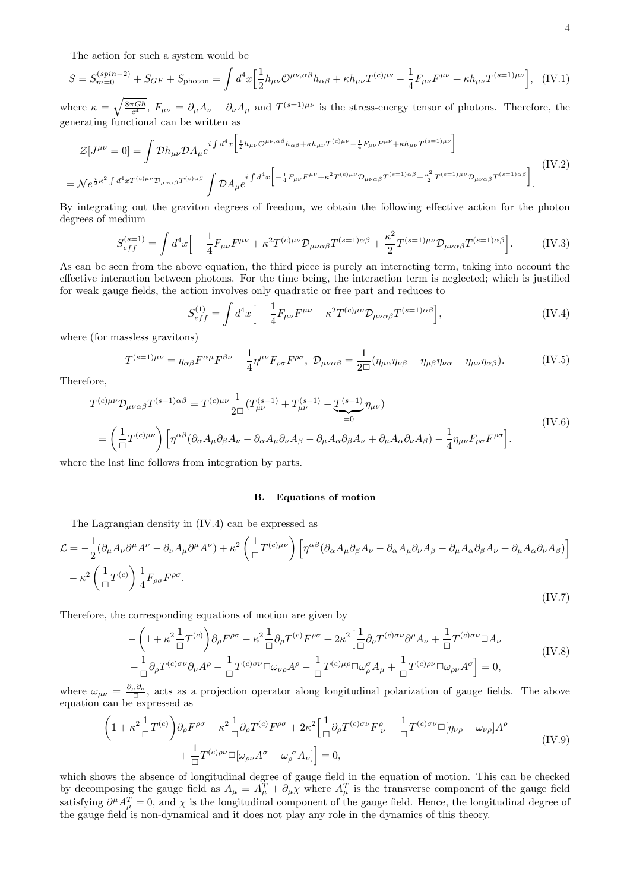The action for such a system would be

$$S = S^{(spin-2)}_{m=0} + S_{GF} + S_{\text{photon}} = \int d^4x \Big[\frac{1}{2} h_{\mu\nu}\mathcal{O}^{\mu\nu,\alpha\beta} h_{\alpha\beta} + \kappa h_{\mu\nu} T^{(c)\mu\nu} - \frac{1}{4} F_{\mu\nu}F^{\mu\nu} + \kappa h_{\mu\nu} T^{(s=1)\mu\nu}\Big], \quad \text{(IV.1)}$$

where $\kappa = \sqrt{\frac{8\pi G\hbar}{c^4}}$, $F_{\mu\nu} = \partial_\mu A_\nu - \partial_\nu A_\mu$ and $T^{(s=1)\mu\nu}$ is the stress-energy tensor of photons. Therefore, the generating functional can be written as

$$\begin{aligned}
&\mathcal{Z}[J^{\mu\nu} = 0] = \int \mathcal{D}h_{\mu\nu}\mathcal{D}A_\mu e^{i\int d^4x\left[\frac{1}{2}h_{\mu\nu}\mathcal{O}^{\mu\nu,\alpha\beta}h_{\alpha\beta} + \kappa h_{\mu\nu}T^{(c)\mu\nu} - \frac{1}{4}F_{\mu\nu}F^{\mu\nu} + \kappa h_{\mu\nu}T^{(s=1)\mu\nu}\right]} \\
&= \mathcal{N} e^{\frac{i}{2}\kappa^2 \int d^4x T^{(c)\mu\nu}\mathcal{D}_{\mu\nu\alpha\beta}T^{(c)\alpha\beta}} \int \mathcal{D}A_\mu e^{i\int d^4x\left[-\frac{1}{4}F_{\mu\nu}F^{\mu\nu} + \kappa^2 T^{(c)\mu\nu}\mathcal{D}_{\mu\nu\alpha\beta}T^{(s=1)\alpha\beta} + \frac{\kappa^2}{2}T^{(s=1)\mu\nu}\mathcal{D}_{\mu\nu\alpha\beta}T^{(s=1)\alpha\beta}\right]}.
\end{aligned} \quad \text{(IV.2)}$$

By integrating out the graviton degrees of freedom, we obtain the following effective action for the photon degrees of medium

$$S^{(s=1)}_{eff} = \int d^4x \Big[-\frac{1}{4}F_{\mu\nu}F^{\mu\nu} + \kappa^2 T^{(c)\mu\nu}\mathcal{D}_{\mu\nu\alpha\beta}T^{(s=1)\alpha\beta} + \frac{\kappa^2}{2}T^{(s=1)\mu\nu}\mathcal{D}_{\mu\nu\alpha\beta}T^{(s=1)\alpha\beta}\Big]. \quad \text{(IV.3)}$$

As can be seen from the above equation, the third piece is purely an interacting term, taking into account the effective interaction between photons. For the time being, the interaction term is neglected; which is justified for weak gauge fields, the action involves only quadratic or free part and reduces to

$$S^{(1)}_{eff} = \int d^4x \Big[-\frac{1}{4}F_{\mu\nu}F^{\mu\nu} + \kappa^2 T^{(c)\mu\nu}\mathcal{D}_{\mu\nu\alpha\beta}T^{(s=1)\alpha\beta}\Big], \quad \text{(IV.4)}$$

where (for massless gravitons)

$$T^{(s=1)\mu\nu} = \eta_{\alpha\beta}F^{\alpha\mu}F^{\beta\nu} - \frac{1}{4}\eta^{\mu\nu}F_{\rho\sigma}F^{\rho\sigma}, \; \mathcal{D}_{\mu\nu\alpha\beta} = \frac{1}{2\Box}(\eta_{\mu\alpha}\eta_{\nu\beta} + \eta_{\mu\beta}\eta_{\nu\alpha} - \eta_{\mu\nu}\eta_{\alpha\beta}). \quad \text{(IV.5)}$$

Therefore,

$$\begin{aligned}
T^{(c)\mu\nu}\mathcal{D}_{\mu\nu\alpha\beta}T^{(s=1)\alpha\beta} &= T^{(c)\mu\nu}\frac{1}{2\Box}(T^{(s=1)}_{\mu\nu} + T^{(s=1)}_{\mu\nu} - \underbrace{T^{(s=1)}}_{=0}\eta_{\mu\nu}) \\
&= \left(\frac{1}{\Box}T^{(c)\mu\nu}\right)\Big[\eta^{\alpha\beta}(\partial_\alpha A_\mu\partial_\beta A_\nu - \partial_\alpha A_\mu\partial_\nu A_\beta - \partial_\mu A_\alpha\partial_\beta A_\nu + \partial_\mu A_\alpha\partial_\nu A_\beta) - \frac{1}{4}\eta_{\mu\nu}F_{\rho\sigma}F^{\rho\sigma}\Big].
\end{aligned} \quad \text{(IV.6)}$$

where the last line follows from integration by parts.

### B. Equations of motion

The Lagrangian density in (IV.4) can be expressed as

$$\begin{aligned}
\mathcal{L} = &-\frac{1}{2}(\partial_\mu A_\nu\partial^\mu A^\nu - \partial_\nu A_\mu\partial^\mu A^\nu) + \kappa^2\left(\frac{1}{\Box}T^{(c)\mu\nu}\right)\Big[\eta^{\alpha\beta}(\partial_\alpha A_\mu\partial_\beta A_\nu - \partial_\alpha A_\mu\partial_\nu A_\beta - \partial_\mu A_\alpha\partial_\beta A_\nu + \partial_\mu A_\alpha\partial_\nu A_\beta)\Big] \\
&- \kappa^2\left(\frac{1}{\Box}T^{(c)}\right)\frac{1}{4}F_{\rho\sigma}F^{\rho\sigma}.
\end{aligned} \quad \text{(IV.7)}$$

Therefore, the corresponding equations of motion are given by

$$\begin{aligned}
&-\left(1 + \kappa^2\frac{1}{\Box}T^{(c)}\right)\partial_\rho F^{\rho\sigma} - \kappa^2\frac{1}{\Box}\partial_\rho T^{(c)}F^{\rho\sigma} + 2\kappa^2\Big[\frac{1}{\Box}\partial_\rho T^{(c)\sigma\nu}\partial^\rho A_\nu + \frac{1}{\Box}T^{(c)\sigma\nu}\Box A_\nu \\
&-\frac{1}{\Box}\partial_\rho T^{(c)\sigma\nu}\partial_\nu A^\rho - \frac{1}{\Box}T^{(c)\sigma\nu}\Box\omega_{\nu\rho}A^\rho - \frac{1}{\Box}T^{(c)\mu\rho}\Box\omega^\sigma_\rho A_\mu + \frac{1}{\Box}T^{(c)\rho\nu}\Box\omega_{\rho\nu}A^\sigma\Big] = 0,
\end{aligned} \quad \text{(IV.8)}$$

where $\omega_{\mu\nu} = \frac{\partial_\mu\partial_\nu}{\Box}$, acts as a projection operator along longitudinal polarization of gauge fields. The above equation can be expressed as

$$\begin{aligned}
&-\left(1 + \kappa^2\frac{1}{\Box}T^{(c)}\right)\partial_\rho F^{\rho\sigma} - \kappa^2\frac{1}{\Box}\partial_\rho T^{(c)}F^{\rho\sigma} + 2\kappa^2\Big[\frac{1}{\Box}\partial_\rho T^{(c)\sigma\nu}F^\rho_{\ \nu} + \frac{1}{\Box}T^{(c)\sigma\nu}\Box[\eta_{\nu\rho} - \omega_{\nu\rho}]A^\rho \\
&\qquad + \frac{1}{\Box}T^{(c)\rho\nu}\Box[\omega_{\rho\nu}A^\sigma - \omega_\rho^{\ \sigma}A_\nu]\Big] = 0,
\end{aligned} \quad \text{(IV.9)}$$

which shows the absence of longitudinal degree of gauge field in the equation of motion. This can be checked by decomposing the gauge field as $A_\mu = A^T_\mu + \partial_\mu\chi$ where $A^T_\mu$ is the transverse component of the gauge field satisfying $\partial^\mu A^T_\mu = 0$, and $\chi$ is the longitudinal component of the gauge field. Hence, the longitudinal degree of the gauge field is non-dynamical and it does not play any role in the dynamics of this theory.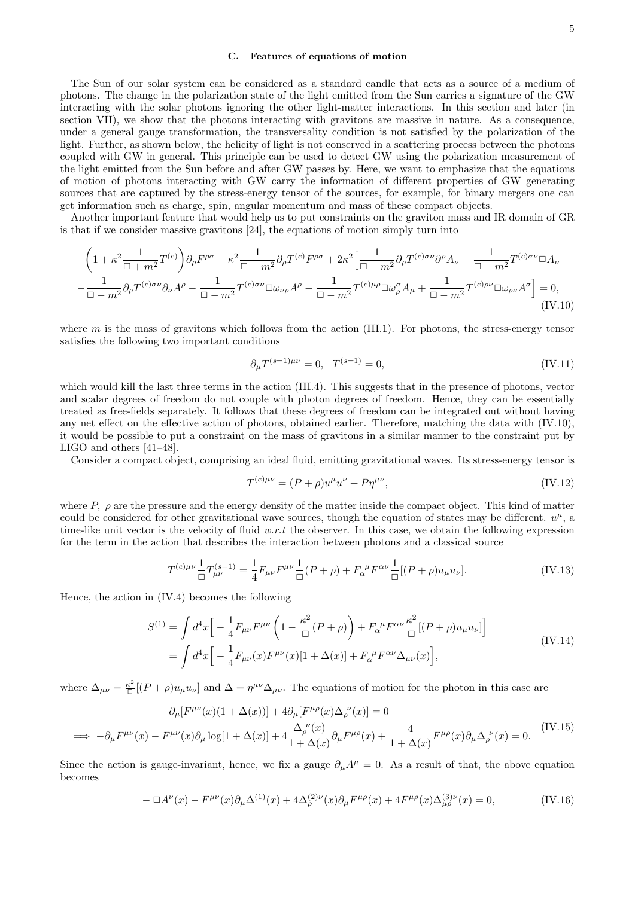### C. Features of equations of motion

The Sun of our solar system can be considered as a standard candle that acts as a source of a medium of photons. The change in the polarization state of the light emitted from the Sun carries a signature of the GW interacting with the solar photons ignoring the other light-matter interactions. In this section and later (in section VII), we show that the photons interacting with gravitons are massive in nature. As a consequence, under a general gauge transformation, the transversality condition is not satisfied by the polarization of the light. Further, as shown below, the helicity of light is not conserved in a scattering process between the photons coupled with GW in general. This principle can be used to detect GW using the polarization measurement of the light emitted from the Sun before and after GW passes by. Here, we want to emphasize that the equations of motion of photons interacting with GW carry the information of different properties of GW generating sources that are captured by the stress-energy tensor of the sources, for example, for binary mergers one can get information such as charge, spin, angular momentum and mass of these compact objects.

Another important feature that would help us to put constraints on the graviton mass and IR domain of GR is that if we consider massive gravitons [24], the equations of motion simply turn into

$$
\begin{aligned}
&-\left(1+\kappa^2\frac{1}{\Box+m^2}T^{(c)}\right)\partial_\rho F^{\rho\sigma}-\kappa^2\frac{1}{\Box-m^2}\partial_\rho T^{(c)}F^{\rho\sigma}+2\kappa^2\Big[\frac{1}{\Box-m^2}\partial_\rho T^{(c)\sigma\nu}\partial^\rho A_\nu+\frac{1}{\Box-m^2}T^{(c)\sigma\nu}\Box A_\nu \\
&-\frac{1}{\Box-m^2}\partial_\rho T^{(c)\sigma\nu}\partial_\nu A^\rho-\frac{1}{\Box-m^2}T^{(c)\sigma\nu}\Box\omega_{\nu\rho}A^\rho-\frac{1}{\Box-m^2}T^{(c)\mu\rho}\Box\omega^\sigma_\rho A_\mu+\frac{1}{\Box-m^2}T^{(c)\rho\nu}\Box\omega_{\rho\nu}A^\sigma\Big]=0,
\end{aligned} \tag{IV.10}
$$

where $m$ is the mass of gravitons which follows from the action (III.1). For photons, the stress-energy tensor satisfies the following two important conditions

$$
\partial_\mu T^{(s=1)\mu\nu}=0,\quad T^{(s=1)}=0, \tag{IV.11}
$$

which would kill the last three terms in the action (III.4). This suggests that in the presence of photons, vector and scalar degrees of freedom do not couple with photon degrees of freedom. Hence, they can be essentially treated as free-fields separately. It follows that these degrees of freedom can be integrated out without having any net effect on the effective action of photons, obtained earlier. Therefore, matching the data with (IV.10), it would be possible to put a constraint on the mass of gravitons in a similar manner to the constraint put by LIGO and others [41–48].

Consider a compact object, comprising an ideal fluid, emitting gravitational waves. Its stress-energy tensor is

$$
T^{(c)\mu\nu}=(P+\rho)u^\mu u^\nu+P\eta^{\mu\nu}, \tag{IV.12}
$$

where $P,\ \rho$ are the pressure and the energy density of the matter inside the compact object. This kind of matter could be considered for other gravitational wave sources, though the equation of states may be different. $u^\mu$, a time-like unit vector is the velocity of fluid *w.r.t* the observer. In this case, we obtain the following expression for the term in the action that describes the interaction between photons and a classical source

$$
T^{(c)\mu\nu}\frac{1}{\Box}T^{(s=1)}_{\mu\nu}=\frac{1}{4}F_{\mu\nu}F^{\mu\nu}\frac{1}{\Box}(P+\rho)+F_\alpha{}^\mu F^{\alpha\nu}\frac{1}{\Box}[(P+\rho)u_\mu u_\nu]. \tag{IV.13}
$$

Hence, the action in (IV.4) becomes the following

$$
\begin{aligned}
S^{(1)}&=\int d^4x\Big[-\frac{1}{4}F_{\mu\nu}F^{\mu\nu}\left(1-\frac{\kappa^2}{\Box}(P+\rho)\right)+F_\alpha{}^\mu F^{\alpha\nu}\frac{\kappa^2}{\Box}[(P+\rho)u_\mu u_\nu]\Big] \\
&=\int d^4x\Big[-\frac{1}{4}F_{\mu\nu}(x)F^{\mu\nu}(x)[1+\Delta(x)]+F_\alpha{}^\mu F^{\alpha\nu}\Delta_{\mu\nu}(x)\Big],
\end{aligned} \tag{IV.14}
$$

where $\Delta_{\mu\nu}=\frac{\kappa^2}{\Box}[(P+\rho)u_\mu u_\nu]$ and $\Delta=\eta^{\mu\nu}\Delta_{\mu\nu}$. The equations of motion for the photon in this case are

$$
\begin{aligned}
&-\partial_\mu[F^{\mu\nu}(x)(1+\Delta(x))]+4\partial_\mu[F^{\mu\rho}(x)\Delta_\rho{}^\nu(x)]=0 \\
\implies &-\partial_\mu F^{\mu\nu}(x)-F^{\mu\nu}(x)\partial_\mu\log[1+\Delta(x)]+4\frac{\Delta_\rho{}^\nu(x)}{1+\Delta(x)}\partial_\mu F^{\mu\rho}(x)+\frac{4}{1+\Delta(x)}F^{\mu\rho}(x)\partial_\mu\Delta_\rho{}^\nu(x)=0.
\end{aligned} \tag{IV.15}
$$

Since the action is gauge-invariant, hence, we fix a gauge $\partial_\mu A^\mu=0$. As a result of that, the above equation becomes

$$
-\Box A^\nu(x)-F^{\mu\nu}(x)\partial_\mu\Delta^{(1)}(x)+4\Delta^{(2)\nu}_\rho(x)\partial_\mu F^{\mu\rho}(x)+4F^{\mu\rho}(x)\Delta^{(3)\nu}_{\mu\rho}(x)=0, \tag{IV.16}
$$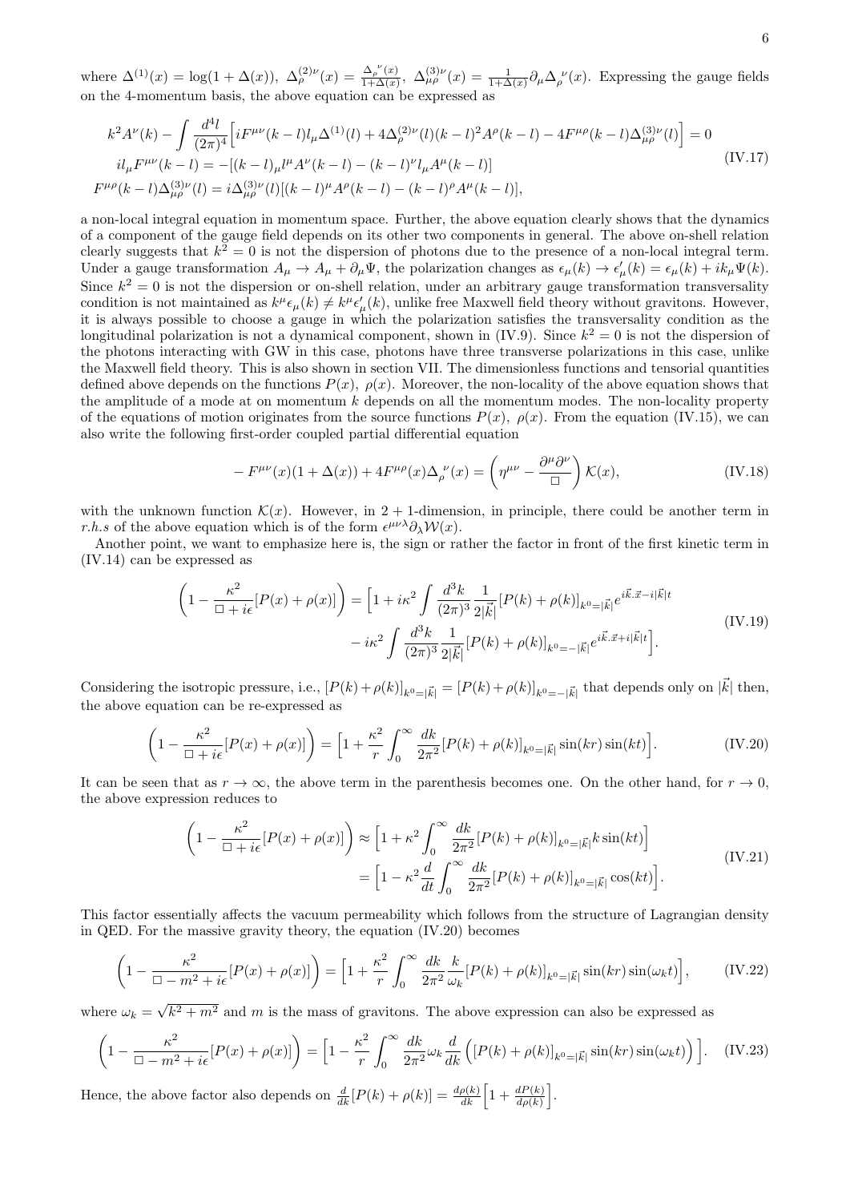where $\Delta^{(1)}(x) = \log(1+\Delta(x))$, $\Delta^{(2)\nu}_{\rho}(x) = \frac{\Delta_{\rho}^{\ \nu}(x)}{1+\Delta(x)}$, $\Delta^{(3)\nu}_{\mu\rho}(x) = \frac{1}{1+\Delta(x)}\partial_\mu \Delta_{\rho}^{\ \nu}(x)$. Expressing the gauge fields on the 4-momentum basis, the above equation can be expressed as

$$
\begin{aligned}
k^2 A^\nu(k) - \int \frac{d^4 l}{(2\pi)^4}\Big[iF^{\mu\nu}(k-l) l_\mu \Delta^{(1)}(l) + 4\Delta^{(2)\nu}_{\rho}(l)(k-l)^2 A^\rho(k-l) - 4F^{\mu\rho}(k-l)\Delta^{(3)\nu}_{\mu\rho}(l)\Big] = 0 \\
il_\mu F^{\mu\nu}(k-l) = -[(k-l)_\mu l^\mu A^\nu(k-l) - (k-l)^\nu l_\mu A^\mu(k-l)] \\
F^{\mu\rho}(k-l)\Delta^{(3)\nu}_{\mu\rho}(l) = i\Delta^{(3)\nu}_{\mu\rho}(l)[(k-l)^\mu A^\rho(k-l) - (k-l)^\rho A^\mu(k-l)],
\end{aligned}
\tag{IV.17}
$$

a non-local integral equation in momentum space. Further, the above equation clearly shows that the dynamics of a component of the gauge field depends on its other two components in general. The above on-shell relation clearly suggests that $k^2 = 0$ is not the dispersion of photons due to the presence of a non-local integral term. Under a gauge transformation $A_\mu \to A_\mu + \partial_\mu \Psi$, the polarization changes as $\epsilon_\mu(k) \to \epsilon'_\mu(k) = \epsilon_\mu(k) + ik_\mu \Psi(k)$. Since $k^2 = 0$ is not the dispersion or on-shell relation, under an arbitrary gauge transformation transversality condition is not maintained as $k^\mu \epsilon_\mu(k) \neq k^\mu \epsilon'_\mu(k)$, unlike free Maxwell field theory without gravitons. However, it is always possible to choose a gauge in which the polarization satisfies the transversality condition as the longitudinal polarization is not a dynamical component, shown in (IV.9). Since $k^2 = 0$ is not the dispersion of the photons interacting with GW in this case, photons have three transverse polarizations in this case, unlike the Maxwell field theory. This is also shown in section VII. The dimensionless functions and tensorial quantities defined above depends on the functions $P(x)$, $\rho(x)$. Moreover, the non-locality of the above equation shows that the amplitude of a mode at on momentum $k$ depends on all the momentum modes. The non-locality property of the equations of motion originates from the source functions $P(x)$, $\rho(x)$. From the equation (IV.15), we can also write the following first-order coupled partial differential equation

$$
-F^{\mu\nu}(x)(1+\Delta(x)) + 4F^{\mu\rho}(x)\Delta_{\rho}^{\ \nu}(x) = \left(\eta^{\mu\nu} - \frac{\partial^\mu \partial^\nu}{\Box}\right)\mathcal{K}(x), \tag{IV.18}
$$

with the unknown function $\mathcal{K}(x)$. However, in $2+1$-dimension, in principle, there could be another term in *r.h.s* of the above equation which is of the form $\epsilon^{\mu\nu\lambda}\partial_\lambda \mathcal{W}(x)$.

Another point, we want to emphasize here is, the sign or rather the factor in front of the first kinetic term in (IV.14) can be expressed as

$$
\begin{aligned}
\left(1 - \frac{\kappa^2}{\Box + i\epsilon}[P(x)+\rho(x)]\right) = \Big[1 + i\kappa^2 \int \frac{d^3k}{(2\pi)^3}\frac{1}{2|\vec{k}|}[P(k)+\rho(k)]_{k^0=|\vec{k}|} e^{i\vec{k}.\vec{x} - i|\vec{k}|t} \\
- i\kappa^2 \int \frac{d^3k}{(2\pi)^3}\frac{1}{2|\vec{k}|}[P(k)+\rho(k)]_{k^0=-|\vec{k}|} e^{i\vec{k}.\vec{x} + i|\vec{k}|t}\Big].
\end{aligned}
\tag{IV.19}
$$

Considering the isotropic pressure, i.e., $[P(k)+\rho(k)]_{k^0=|\vec{k}|} = [P(k)+\rho(k)]_{k^0=-|\vec{k}|}$ that depends only on $|\vec{k}|$ then, the above equation can be re-expressed as

$$
\left(1 - \frac{\kappa^2}{\Box + i\epsilon}[P(x)+\rho(x)]\right) = \Big[1 + \frac{\kappa^2}{r}\int_0^\infty \frac{dk}{2\pi^2}[P(k)+\rho(k)]_{k^0=|\vec{k}|}\sin(kr)\sin(kt)\Big]. \tag{IV.20}
$$

It can be seen that as $r \to \infty$, the above term in the parenthesis becomes one. On the other hand, for $r \to 0$, the above expression reduces to

$$
\begin{aligned}
\left(1 - \frac{\kappa^2}{\Box + i\epsilon}[P(x)+\rho(x)]\right) &\approx \Big[1 + \kappa^2 \int_0^\infty \frac{dk}{2\pi^2}[P(k)+\rho(k)]_{k^0=|\vec{k}|} k \sin(kt)\Big] \\
&= \Big[1 - \kappa^2 \frac{d}{dt}\int_0^\infty \frac{dk}{2\pi^2}[P(k)+\rho(k)]_{k^0=|\vec{k}|}\cos(kt)\Big].
\end{aligned}
\tag{IV.21}
$$

This factor essentially affects the vacuum permeability which follows from the structure of Lagrangian density in QED. For the massive gravity theory, the equation (IV.20) becomes

$$
\left(1 - \frac{\kappa^2}{\Box - m^2 + i\epsilon}[P(x)+\rho(x)]\right) = \Big[1 + \frac{\kappa^2}{r}\int_0^\infty \frac{dk}{2\pi^2}\frac{k}{\omega_k}[P(k)+\rho(k)]_{k^0=|\vec{k}|}\sin(kr)\sin(\omega_k t)\Big], \tag{IV.22}
$$

where $\omega_k = \sqrt{k^2 + m^2}$ and $m$ is the mass of gravitons. The above expression can also be expressed as

$$
\left(1 - \frac{\kappa^2}{\Box - m^2 + i\epsilon}[P(x)+\rho(x)]\right) = \Big[1 - \frac{\kappa^2}{r}\int_0^\infty \frac{dk}{2\pi^2}\omega_k \frac{d}{dk}\left([P(k)+\rho(k)]_{k^0=|\vec{k}|}\sin(kr)\sin(\omega_k t)\right)\Big]. \tag{IV.23}
$$

Hence, the above factor also depends on $\frac{d}{dk}[P(k)+\rho(k)] = \frac{d\rho(k)}{dk}\Big[1 + \frac{dP(k)}{d\rho(k)}\Big]$.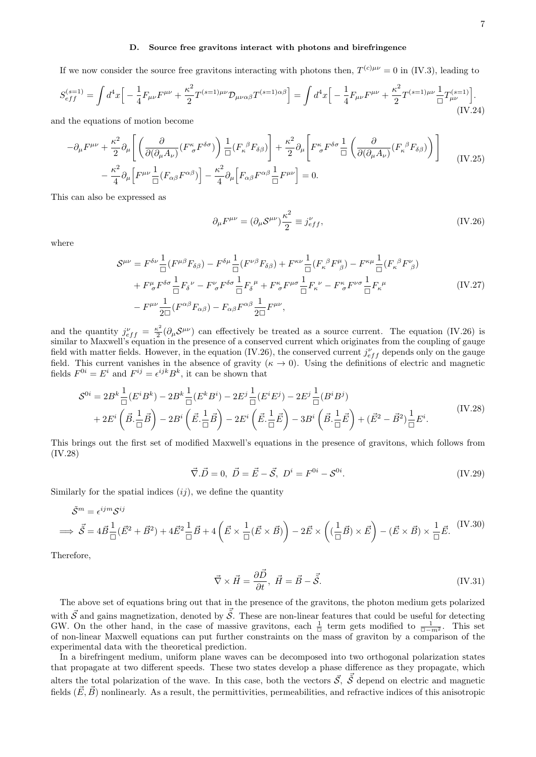### D. Source free gravitons interact with photons and birefringence

If we now consider the source free gravitons interacting with photons then, $T^{(c)\mu\nu} = 0$ in (IV.3), leading to

$$S_{eff}^{(s=1)} = \int d^4x \Big[ -\frac{1}{4}F_{\mu\nu}F^{\mu\nu} + \frac{\kappa^2}{2} T^{(s=1)\mu\nu}\mathcal{D}_{\mu\nu\alpha\beta}T^{(s=1)\alpha\beta}\Big] = \int d^4x \Big[ -\frac{1}{4}F_{\mu\nu}F^{\mu\nu} + \frac{\kappa^2}{2} T^{(s=1)\mu\nu}\frac{1}{\Box}T^{(s=1)}_{\mu\nu}\Big]. \tag{IV.24}$$

and the equations of motion become

$$\begin{aligned}
&-\partial_\mu F^{\mu\nu} + \frac{\kappa^2}{2}\partial_\mu \Bigg[ \left(\frac{\partial}{\partial(\partial_\mu A_\nu)}(F^{\kappa}{}_{\sigma}F^{\delta\sigma})\right)\frac{1}{\Box}(F_{\kappa}{}^{\beta}F_{\delta\beta})\Bigg] + \frac{\kappa^2}{2}\partial_\mu \Bigg[ F^{\kappa}{}_{\sigma}F^{\delta\sigma}\frac{1}{\Box}\left(\frac{\partial}{\partial(\partial_\mu A_\nu)}(F_{\kappa}{}^{\beta}F_{\delta\beta})\right)\Bigg] \\
&\quad - \frac{\kappa^2}{4}\partial_\mu\Big[F^{\mu\nu}\frac{1}{\Box}(F_{\alpha\beta}F^{\alpha\beta})\Big] - \frac{\kappa^2}{4}\partial_\mu\Big[F_{\alpha\beta}F^{\alpha\beta}\frac{1}{\Box}F^{\mu\nu}\Big] = 0.
\end{aligned} \tag{IV.25}$$

This can also be expressed as

$$\partial_\mu F^{\mu\nu} = (\partial_\mu \mathcal{S}^{\mu\nu})\frac{\kappa^2}{2} \equiv j^\nu_{eff}, \tag{IV.26}$$

where

$$\begin{aligned}
\mathcal{S}^{\mu\nu} &= F^{\delta\nu}\frac{1}{\Box}(F^{\mu\beta}F_{\delta\beta}) - F^{\delta\mu}\frac{1}{\Box}(F^{\nu\beta}F_{\delta\beta}) + F^{\kappa\nu}\frac{1}{\Box}(F_{\kappa}{}^{\beta}F^{\mu}{}_{\beta}) - F^{\kappa\mu}\frac{1}{\Box}(F_{\kappa}{}^{\beta}F^{\nu}{}_{\beta}) \\
&+ F^{\mu}{}_{\sigma}F^{\delta\sigma}\frac{1}{\Box}F_{\delta}{}^{\nu} - F^{\nu}{}_{\sigma}F^{\delta\sigma}\frac{1}{\Box}F_{\delta}{}^{\mu} + F^{\kappa}{}_{\sigma}F^{\mu\sigma}\frac{1}{\Box}F_{\kappa}{}^{\nu} - F^{\kappa}{}_{\sigma}F^{\nu\sigma}\frac{1}{\Box}F_{\kappa}{}^{\mu} \\
&- F^{\mu\nu}\frac{1}{2\Box}(F^{\alpha\beta}F_{\alpha\beta}) - F_{\alpha\beta}F^{\alpha\beta}\frac{1}{2\Box}F^{\mu\nu},
\end{aligned} \tag{IV.27}$$

and the quantity $j^\nu_{eff} = \frac{\kappa^2}{2}(\partial_\mu \mathcal{S}^{\mu\nu})$ can effectively be treated as a source current. The equation (IV.26) is similar to Maxwell's equation in the presence of a conserved current which originates from the coupling of gauge field with matter fields. However, in the equation (IV.26), the conserved current $j^\nu_{eff}$ depends only on the gauge field. This current vanishes in the absence of gravity ($\kappa \to 0$). Using the definitions of electric and magnetic fields $F^{0i} = E^i$ and $F^{ij} = \epsilon^{ijk}B^k$, it can be shown that

$$\begin{aligned}
\mathcal{S}^{0i} &= 2B^k\frac{1}{\Box}(E^iB^k) - 2B^k\frac{1}{\Box}(E^kB^i) - 2E^j\frac{1}{\Box}(E^iE^j) - 2E^j\frac{1}{\Box}(B^iB^j) \\
&+ 2E^i\left(\vec{B}.\frac{1}{\Box}\vec{B}\right) - 2B^i\left(\vec{E}.\frac{1}{\Box}\vec{B}\right) - 2E^i\left(\vec{E}.\frac{1}{\Box}\vec{E}\right) - 3B^i\left(\vec{B}.\frac{1}{\Box}\vec{E}\right) + (\vec{E}^2 - \vec{B}^2)\frac{1}{\Box}E^i.
\end{aligned} \tag{IV.28}$$

This brings out the first set of modified Maxwell's equations in the presence of gravitons, which follows from (IV.28)

$$\vec{\nabla}.\vec{D} = 0,\ \vec{D} = \vec{E} - \vec{\mathcal{S}},\ D^i = F^{0i} - \mathcal{S}^{0i}. \tag{IV.29}$$

Similarly for the spatial indices $(ij)$, we define the quantity

$$\begin{aligned}
&\tilde{\mathcal{S}}^m = \epsilon^{ijm}\mathcal{S}^{ij} \\
\implies &\vec{\tilde{\mathcal{S}}} = 4\vec{B}\frac{1}{\Box}(\vec{E}^2 + \vec{B}^2) + 4\vec{E}^2\frac{1}{\Box}\vec{B} + 4\left(\vec{E}\times\frac{1}{\Box}(\vec{E}\times\vec{B})\right) - 2\vec{E}\times\left((\frac{1}{\Box}\vec{B})\times\vec{E}\right) - (\vec{E}\times\vec{B})\times\frac{1}{\Box}\vec{E}.
\end{aligned} \tag{IV.30}$$

Therefore,

$$\vec{\nabla}\times\vec{H} = \frac{\partial\vec{D}}{\partial t},\ \vec{H} = \vec{B} - \vec{\tilde{\mathcal{S}}}. \tag{IV.31}$$

The above set of equations bring out that in the presence of the gravitons, the photon medium gets polarized with $\vec{\mathcal{S}}$ and gains magnetization, denoted by $\vec{\tilde{\mathcal{S}}}$. These are non-linear features that could be useful for detecting GW. On the other hand, in the case of massive gravitons, each $\frac{1}{\Box}$ term gets modified to $\frac{1}{\Box - m^2}$. This set of non-linear Maxwell equations can put further constraints on the mass of graviton by a comparison of the experimental data with the theoretical prediction.

In a birefringent medium, uniform plane waves can be decomposed into two orthogonal polarization states that propagate at two different speeds. These two states develop a phase difference as they propagate, which alters the total polarization of the wave. In this case, both the vectors $\vec{\mathcal{S}}$, $\vec{\tilde{\mathcal{S}}}$ depend on electric and magnetic fields $(\vec{E}, \vec{B})$ nonlinearly. As a result, the permittivities, permeabilities, and refractive indices of this anisotropic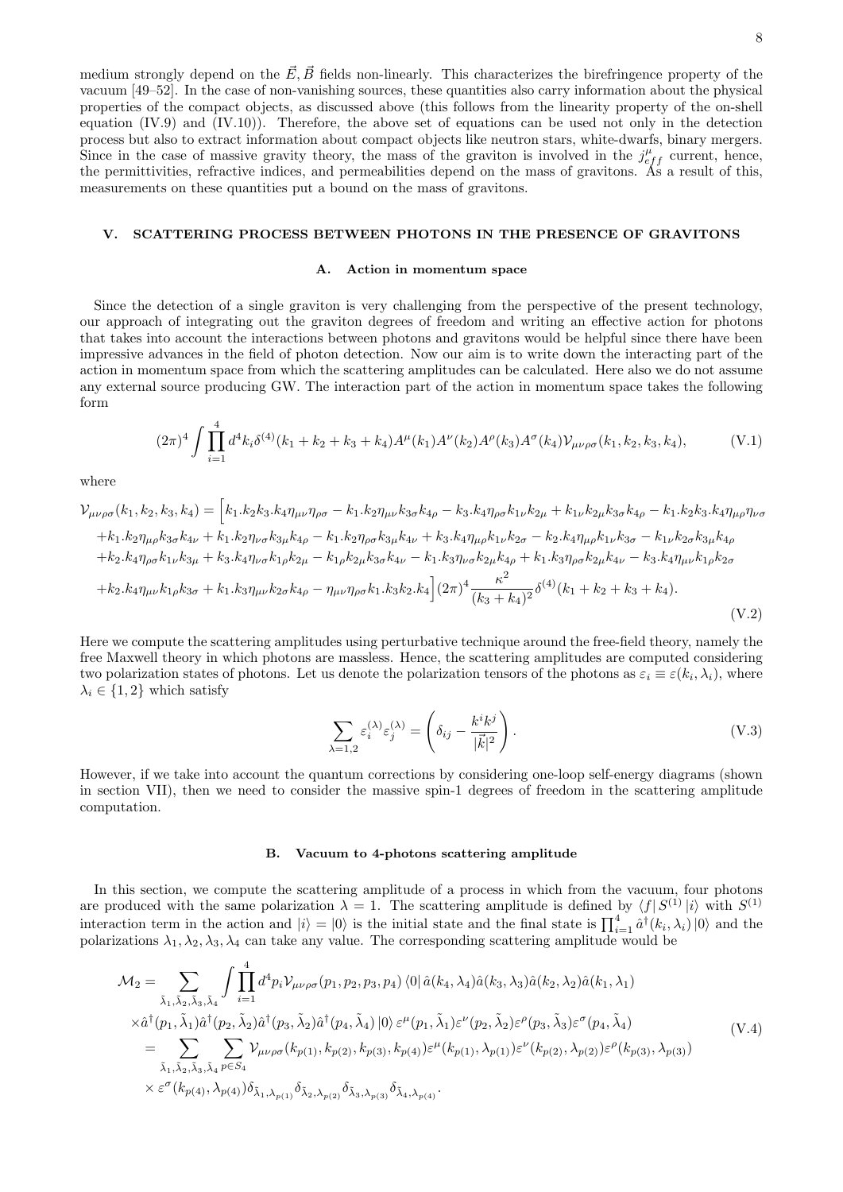medium strongly depend on the $\vec{E}, \vec{B}$ fields non-linearly. This characterizes the birefringence property of the vacuum [49–52]. In the case of non-vanishing sources, these quantities also carry information about the physical properties of the compact objects, as discussed above (this follows from the linearity property of the on-shell equation (IV.9) and (IV.10)). Therefore, the above set of equations can be used not only in the detection process but also to extract information about compact objects like neutron stars, white-dwarfs, binary mergers. Since in the case of massive gravity theory, the mass of the graviton is involved in the $j^{\mu}_{eff}$ current, hence, the permittivities, refractive indices, and permeabilities depend on the mass of gravitons. As a result of this, measurements on these quantities put a bound on the mass of gravitons.

## V. SCATTERING PROCESS BETWEEN PHOTONS IN THE PRESENCE OF GRAVITONS

### A. Action in momentum space

Since the detection of a single graviton is very challenging from the perspective of the present technology, our approach of integrating out the graviton degrees of freedom and writing an effective action for photons that takes into account the interactions between photons and gravitons would be helpful since there have been impressive advances in the field of photon detection. Now our aim is to write down the interacting part of the action in momentum space from which the scattering amplitudes can be calculated. Here also we do not assume any external source producing GW. The interaction part of the action in momentum space takes the following form

$$(2\pi)^4 \int \prod_{i=1}^{4} d^4k_i \delta^{(4)}(k_1+k_2+k_3+k_4) A^{\mu}(k_1) A^{\nu}(k_2) A^{\rho}(k_3) A^{\sigma}(k_4) \mathcal{V}_{\mu\nu\rho\sigma}(k_1,k_2,k_3,k_4), \tag{V.1}$$

where

$$\begin{aligned}
\mathcal{V}_{\mu\nu\rho\sigma}(k_1,k_2,k_3,k_4) = \Big[& k_1.k_2 k_3.k_4 \eta_{\mu\nu}\eta_{\rho\sigma} - k_1.k_2\eta_{\mu\nu}k_{3\sigma}k_{4\rho} - k_3.k_4\eta_{\rho\sigma}k_{1\nu}k_{2\mu} + k_{1\nu}k_{2\mu}k_{3\sigma}k_{4\rho} - k_1.k_2k_3.k_4\eta_{\mu\rho}\eta_{\nu\sigma} \\
& + k_1.k_2\eta_{\mu\rho}k_{3\sigma}k_{4\nu} + k_1.k_2\eta_{\nu\sigma}k_{3\mu}k_{4\rho} - k_1.k_2\eta_{\rho\sigma}k_{3\mu}k_{4\nu} + k_3.k_4\eta_{\mu\rho}k_{1\nu}k_{2\sigma} - k_2.k_4\eta_{\mu\rho}k_{1\nu}k_{3\sigma} - k_{1\nu}k_{2\sigma}k_{3\mu}k_{4\rho} \\
& + k_2.k_4\eta_{\rho\sigma}k_{1\nu}k_{3\mu} + k_3.k_4\eta_{\nu\sigma}k_{1\rho}k_{2\mu} - k_{1\rho}k_{2\mu}k_{3\sigma}k_{4\nu} - k_1.k_3\eta_{\nu\sigma}k_{2\mu}k_{4\rho} + k_1.k_3\eta_{\rho\sigma}k_{2\mu}k_{4\nu} - k_3.k_4\eta_{\mu\nu}k_{1\rho}k_{2\sigma} \\
& + k_2.k_4\eta_{\mu\nu}k_{1\rho}k_{3\sigma} + k_1.k_3\eta_{\mu\nu}k_{2\sigma}k_{4\rho} - \eta_{\mu\nu}\eta_{\rho\sigma}k_1.k_3k_2.k_4\Big](2\pi)^4 \frac{\kappa^2}{(k_3+k_4)^2}\delta^{(4)}(k_1+k_2+k_3+k_4).
\end{aligned} \tag{V.2}$$

Here we compute the scattering amplitudes using perturbative technique around the free-field theory, namely the free Maxwell theory in which photons are massless. Hence, the scattering amplitudes are computed considering two polarization states of photons. Let us denote the polarization tensors of the photons as $\varepsilon_i \equiv \varepsilon(k_i, \lambda_i)$, where $\lambda_i \in \{1, 2\}$ which satisfy

$$\sum_{\lambda=1,2} \varepsilon_i^{(\lambda)} \varepsilon_j^{(\lambda)} = \left(\delta_{ij} - \frac{k^i k^j}{|\vec{k}|^2}\right). \tag{V.3}$$

However, if we take into account the quantum corrections by considering one-loop self-energy diagrams (shown in section VII), then we need to consider the massive spin-1 degrees of freedom in the scattering amplitude computation.

### B. Vacuum to 4-photons scattering amplitude

In this section, we compute the scattering amplitude of a process in which from the vacuum, four photons are produced with the same polarization $\lambda = 1$. The scattering amplitude is defined by $\langle f | S^{(1)} | i \rangle$ with $S^{(1)}$ interaction term in the action and $|i\rangle = |0\rangle$ is the initial state and the final state is $\prod_{i=1}^{4} \hat{a}^{\dagger}(k_i, \lambda_i) |0\rangle$ and the polarizations $\lambda_1, \lambda_2, \lambda_3, \lambda_4$ can take any value. The corresponding scattering amplitude would be

$$\begin{aligned}
\mathcal{M}_2 = & \sum_{\tilde{\lambda}_1,\tilde{\lambda}_2,\tilde{\lambda}_3,\tilde{\lambda}_4} \int \prod_{i=1}^{4} d^4p_i \mathcal{V}_{\mu\nu\rho\sigma}(p_1,p_2,p_3,p_4) \langle 0 | \hat{a}(k_4,\lambda_4)\hat{a}(k_3,\lambda_3)\hat{a}(k_2,\lambda_2)\hat{a}(k_1,\lambda_1) \\
& \times \hat{a}^{\dagger}(p_1,\tilde{\lambda}_1)\hat{a}^{\dagger}(p_2,\tilde{\lambda}_2)\hat{a}^{\dagger}(p_3,\tilde{\lambda}_2)\hat{a}^{\dagger}(p_4,\tilde{\lambda}_4)|0\rangle \, \varepsilon^{\mu}(p_1,\tilde{\lambda}_1)\varepsilon^{\nu}(p_2,\tilde{\lambda}_2)\varepsilon^{\rho}(p_3,\tilde{\lambda}_3)\varepsilon^{\sigma}(p_4,\tilde{\lambda}_4) \\
= & \sum_{\tilde{\lambda}_1,\tilde{\lambda}_2,\tilde{\lambda}_3,\tilde{\lambda}_4} \sum_{p\in S_4} \mathcal{V}_{\mu\nu\rho\sigma}(k_{p(1)},k_{p(2)},k_{p(3)},k_{p(4)})\varepsilon^{\mu}(k_{p(1)},\lambda_{p(1)})\varepsilon^{\nu}(k_{p(2)},\lambda_{p(2)})\varepsilon^{\rho}(k_{p(3)},\lambda_{p(3)}) \\
& \times \varepsilon^{\sigma}(k_{p(4)},\lambda_{p(4)})\delta_{\tilde{\lambda}_1,\lambda_{p(1)}}\delta_{\tilde{\lambda}_2,\lambda_{p(2)}}\delta_{\tilde{\lambda}_3,\lambda_{p(3)}}\delta_{\tilde{\lambda}_4,\lambda_{p(4)}}.
\end{aligned} \tag{V.4}$$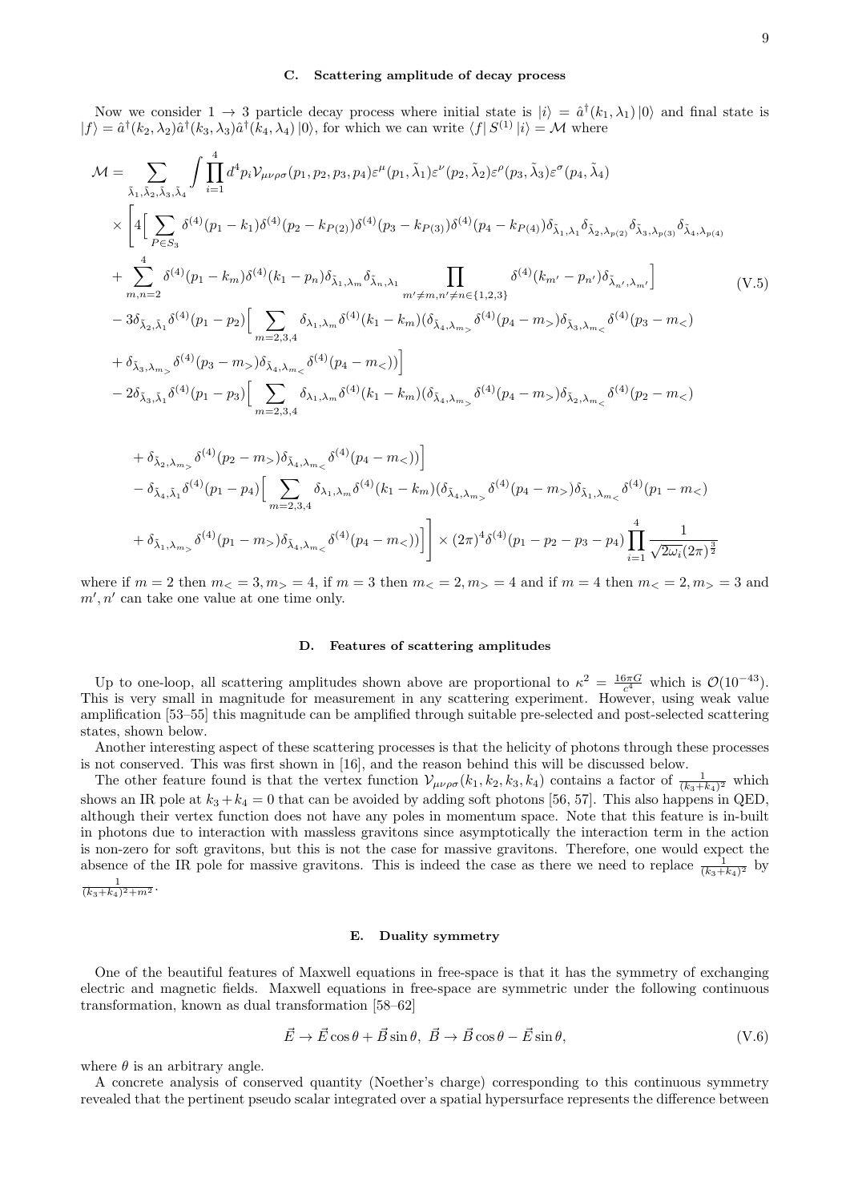### C. Scattering amplitude of decay process

Now we consider $1 \rightarrow 3$ particle decay process where initial state is $|i\rangle = \hat{a}^\dagger(k_1, \lambda_1)|0\rangle$ and final state is $|f\rangle = \hat{a}^\dagger(k_2, \lambda_2)\hat{a}^\dagger(k_3, \lambda_3)\hat{a}^\dagger(k_4, \lambda_4)|0\rangle$, for which we can write $\langle f| S^{(1)} |i\rangle = \mathcal{M}$ where

$$
\begin{aligned}
\mathcal{M} = & \sum_{\tilde{\lambda}_1, \tilde{\lambda}_2, \tilde{\lambda}_3, \tilde{\lambda}_4} \int \prod_{i=1}^{4} d^4 p_i \mathcal{V}_{\mu\nu\rho\sigma}(p_1, p_2, p_3, p_4) \varepsilon^\mu(p_1, \tilde{\lambda}_1) \varepsilon^\nu(p_2, \tilde{\lambda}_2) \varepsilon^\rho(p_3, \tilde{\lambda}_3) \varepsilon^\sigma(p_4, \tilde{\lambda}_4) \\
& \times \Bigg[ 4 \Big[ \sum_{P \in S_3} \delta^{(4)}(p_1 - k_1) \delta^{(4)}(p_2 - k_{P(2)}) \delta^{(4)}(p_3 - k_{P(3)}) \delta^{(4)}(p_4 - k_{P(4)}) \delta_{\tilde{\lambda}_1, \lambda_1} \delta_{\tilde{\lambda}_2, \lambda_{p(2)}} \delta_{\tilde{\lambda}_3, \lambda_{p(3)}} \delta_{\tilde{\lambda}_4, \lambda_{p(4)}} \\
& + \sum_{m,n=2}^{4} \delta^{(4)}(p_1 - k_m) \delta^{(4)}(k_1 - p_n) \delta_{\tilde{\lambda}_1, \lambda_m} \delta_{\tilde{\lambda}_n, \lambda_1} \prod_{m' \neq m, n' \neq n \in \{1,2,3\}} \delta^{(4)}(k_{m'} - p_{n'}) \delta_{\tilde{\lambda}_{n'}, \lambda_{m'}} \Big] \\
& - 3 \delta_{\tilde{\lambda}_2, \tilde{\lambda}_1} \delta^{(4)}(p_1 - p_2) \Big[ \sum_{m=2,3,4} \delta_{\lambda_1, \lambda_m} \delta^{(4)}(k_1 - k_m) (\delta_{\tilde{\lambda}_4, \lambda_{m_>}} \delta^{(4)}(p_4 - m_>) \delta_{\tilde{\lambda}_3, \lambda_{m_<}} \delta^{(4)}(p_3 - m_<) \\
& + \delta_{\tilde{\lambda}_3, \lambda_{m_>}} \delta^{(4)}(p_3 - m_>) \delta_{\tilde{\lambda}_4, \lambda_{m_<}} \delta^{(4)}(p_4 - m_<)) \Big] \\
& - 2 \delta_{\tilde{\lambda}_3, \tilde{\lambda}_1} \delta^{(4)}(p_1 - p_3) \Big[ \sum_{m=2,3,4} \delta_{\lambda_1, \lambda_m} \delta^{(4)}(k_1 - k_m) (\delta_{\tilde{\lambda}_4, \lambda_{m_>}} \delta^{(4)}(p_4 - m_>) \delta_{\tilde{\lambda}_2, \lambda_{m_<}} \delta^{(4)}(p_2 - m_<) \\
& + \delta_{\tilde{\lambda}_2, \lambda_{m_>}} \delta^{(4)}(p_2 - m_>) \delta_{\tilde{\lambda}_4, \lambda_{m_<}} \delta^{(4)}(p_4 - m_<)) \Big] \\
& - \delta_{\tilde{\lambda}_4, \tilde{\lambda}_1} \delta^{(4)}(p_1 - p_4) \Big[ \sum_{m=2,3,4} \delta_{\lambda_1, \lambda_m} \delta^{(4)}(k_1 - k_m) (\delta_{\tilde{\lambda}_4, \lambda_{m_>}} \delta^{(4)}(p_4 - m_>) \delta_{\tilde{\lambda}_1, \lambda_{m_<}} \delta^{(4)}(p_1 - m_<) \\
& + \delta_{\tilde{\lambda}_1, \lambda_{m_>}} \delta^{(4)}(p_1 - m_>) \delta_{\tilde{\lambda}_4, \lambda_{m_<}} \delta^{(4)}(p_4 - m_<)) \Big] \Bigg] \times (2\pi)^4 \delta^{(4)}(p_1 - p_2 - p_3 - p_4) \prod_{i=1}^{4} \frac{1}{\sqrt{2\omega_i}(2\pi)^{\frac{3}{2}}}
\end{aligned}
\tag{V.5}
$$

where if $m = 2$ then $m_< = 3, m_> = 4$, if $m = 3$ then $m_< = 2, m_> = 4$ and if $m = 4$ then $m_< = 2, m_> = 3$ and $m', n'$ can take one value at one time only.

### D. Features of scattering amplitudes

Up to one-loop, all scattering amplitudes shown above are proportional to $\kappa^2 = \frac{16\pi G}{c^4}$ which is $\mathcal{O}(10^{-43})$. This is very small in magnitude for measurement in any scattering experiment. However, using weak value amplification [53–55] this magnitude can be amplified through suitable pre-selected and post-selected scattering states, shown below.

Another interesting aspect of these scattering processes is that the helicity of photons through these processes is not conserved. This was first shown in [16], and the reason behind this will be discussed below.

The other feature found is that the vertex function $\mathcal{V}_{\mu\nu\rho\sigma}(k_1, k_2, k_3, k_4)$ contains a factor of $\frac{1}{(k_3+k_4)^2}$ which shows an IR pole at $k_3 + k_4 = 0$ that can be avoided by adding soft photons [56, 57]. This also happens in QED, although their vertex function does not have any poles in momentum space. Note that this feature is in-built in photons due to interaction with massless gravitons since asymptotically the interaction term in the action is non-zero for soft gravitons, but this is not the case for massive gravitons. Therefore, one would expect the absence of the IR pole for massive gravitons. This is indeed the case as there we need to replace $\frac{1}{(k_3+k_4)^2}$ by $\frac{1}{(k_3+k_4)^2+m^2}$.

### E. Duality symmetry

One of the beautiful features of Maxwell equations in free-space is that it has the symmetry of exchanging electric and magnetic fields. Maxwell equations in free-space are symmetric under the following continuous transformation, known as dual transformation [58–62]

$$
\vec{E} \rightarrow \vec{E} \cos\theta + \vec{B} \sin\theta, \ \ \vec{B} \rightarrow \vec{B} \cos\theta - \vec{E} \sin\theta,
\tag{V.6}
$$

where $\theta$ is an arbitrary angle.

A concrete analysis of conserved quantity (Noether's charge) corresponding to this continuous symmetry revealed that the pertinent pseudo scalar integrated over a spatial hypersurface represents the difference between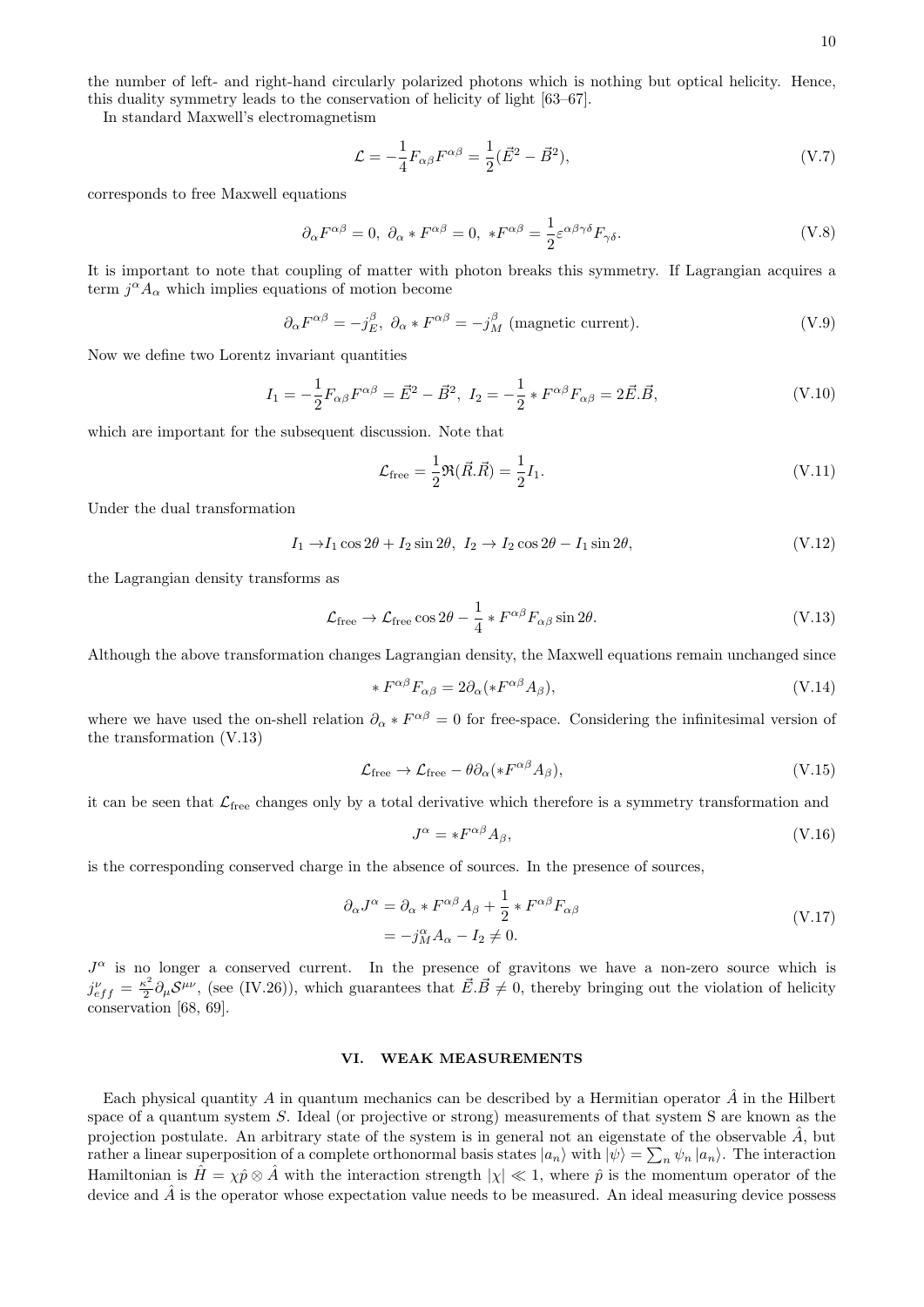the number of left- and right-hand circularly polarized photons which is nothing but optical helicity. Hence, this duality symmetry leads to the conservation of helicity of light [63–67].

In standard Maxwell's electromagnetism

$$\mathcal{L} = -\frac{1}{4}F_{\alpha\beta}F^{\alpha\beta} = \frac{1}{2}(\vec{E}^2 - \vec{B}^2), \tag{V.7}$$

corresponds to free Maxwell equations

$$\partial_\alpha F^{\alpha\beta} = 0,\ \partial_\alpha * F^{\alpha\beta} = 0,\ *F^{\alpha\beta} = \frac{1}{2}\varepsilon^{\alpha\beta\gamma\delta}F_{\gamma\delta}. \tag{V.8}$$

It is important to note that coupling of matter with photon breaks this symmetry. If Lagrangian acquires a term $j^\alpha A_\alpha$ which implies equations of motion become

$$\partial_\alpha F^{\alpha\beta} = -j^\beta_E,\ \partial_\alpha * F^{\alpha\beta} = -j^\beta_M \text{ (magnetic current)}. \tag{V.9}$$

Now we define two Lorentz invariant quantities

$$I_1 = -\frac{1}{2}F_{\alpha\beta}F^{\alpha\beta} = \vec{E}^2 - \vec{B}^2,\ I_2 = -\frac{1}{2} * F^{\alpha\beta}F_{\alpha\beta} = 2\vec{E}.\vec{B}, \tag{V.10}$$

which are important for the subsequent discussion. Note that

$$\mathcal{L}_{\text{free}} = \frac{1}{2}\Re(\vec{R}.\vec{R}) = \frac{1}{2}I_1. \tag{V.11}$$

Under the dual transformation

$$I_1 \to I_1 \cos 2\theta + I_2 \sin 2\theta,\ I_2 \to I_2 \cos 2\theta - I_1 \sin 2\theta, \tag{V.12}$$

the Lagrangian density transforms as

$$\mathcal{L}_{\text{free}} \to \mathcal{L}_{\text{free}} \cos 2\theta - \frac{1}{4} * F^{\alpha\beta}F_{\alpha\beta} \sin 2\theta. \tag{V.13}$$

Although the above transformation changes Lagrangian density, the Maxwell equations remain unchanged since

$$* F^{\alpha\beta}F_{\alpha\beta} = 2\partial_\alpha(*F^{\alpha\beta}A_\beta), \tag{V.14}$$

where we have used the on-shell relation $\partial_\alpha * F^{\alpha\beta} = 0$ for free-space. Considering the infinitesimal version of the transformation (V.13)

$$\mathcal{L}_{\text{free}} \to \mathcal{L}_{\text{free}} - \theta\partial_\alpha(*F^{\alpha\beta}A_\beta), \tag{V.15}$$

it can be seen that $\mathcal{L}_{\text{free}}$ changes only by a total derivative which therefore is a symmetry transformation and

$$J^\alpha = *F^{\alpha\beta}A_\beta, \tag{V.16}$$

is the corresponding conserved charge in the absence of sources. In the presence of sources,

$$\begin{aligned}\partial_\alpha J^\alpha &= \partial_\alpha * F^{\alpha\beta}A_\beta + \frac{1}{2} * F^{\alpha\beta}F_{\alpha\beta} \\ &= -j^\alpha_M A_\alpha - I_2 \neq 0.\end{aligned} \tag{V.17}$$

$J^\alpha$ is no longer a conserved current. In the presence of gravitons we have a non-zero source which is $j^\nu_{eff} = \frac{\kappa^2}{2}\partial_\mu \mathcal{S}^{\mu\nu}$, (see (IV.26)), which guarantees that $\vec{E}.\vec{B} \neq 0$, thereby bringing out the violation of helicity conservation [68, 69].

## VI. WEAK MEASUREMENTS

Each physical quantity $A$ in quantum mechanics can be described by a Hermitian operator $\hat{A}$ in the Hilbert space of a quantum system $S$. Ideal (or projective or strong) measurements of that system S are known as the projection postulate. An arbitrary state of the system is in general not an eigenstate of the observable $\hat{A}$, but rather a linear superposition of a complete orthonormal basis states $|a_n\rangle$ with $|\psi\rangle = \sum_n \psi_n |a_n\rangle$. The interaction Hamiltonian is $\hat{H} = \chi\hat{p} \otimes \hat{A}$ with the interaction strength $|\chi| \ll 1$, where $\hat{p}$ is the momentum operator of the device and $\hat{A}$ is the operator whose expectation value needs to be measured. An ideal measuring device possess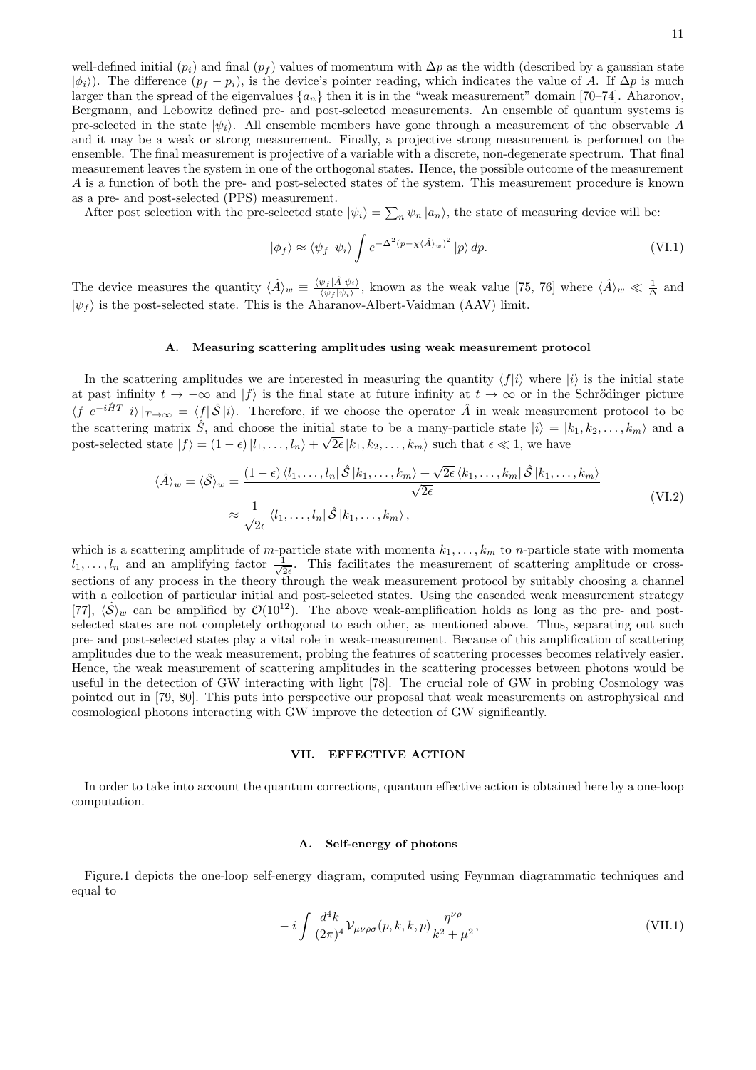well-defined initial ($p_i$) and final ($p_f$) values of momentum with $\Delta p$ as the width (described by a gaussian state $|\phi_i\rangle$). The difference $(p_f - p_i)$, is the device's pointer reading, which indicates the value of $A$. If $\Delta p$ is much larger than the spread of the eigenvalues $\{a_n\}$ then it is in the "weak measurement" domain [70–74]. Aharonov, Bergmann, and Lebowitz defined pre- and post-selected measurements. An ensemble of quantum systems is pre-selected in the state $|\psi_i\rangle$. All ensemble members have gone through a measurement of the observable $A$ and it may be a weak or strong measurement. Finally, a projective strong measurement is performed on the ensemble. The final measurement is projective of a variable with a discrete, non-degenerate spectrum. That final measurement leaves the system in one of the orthogonal states. Hence, the possible outcome of the measurement $A$ is a function of both the pre- and post-selected states of the system. This measurement procedure is known as a pre- and post-selected (PPS) measurement.

After post selection with the pre-selected state $|\psi_i\rangle = \sum_n \psi_n |a_n\rangle$, the state of measuring device will be:

$$|\phi_f\rangle \approx \langle\psi_f|\psi_i\rangle \int e^{-\Delta^2(p-\chi\langle\hat{A}\rangle_w)^2} |p\rangle\, dp. \tag{VI.1}$$

The device measures the quantity $\langle\hat{A}\rangle_w \equiv \frac{\langle\psi_f|\hat{A}|\psi_i\rangle}{\langle\psi_f|\psi_i\rangle}$, known as the weak value [75, 76] where $\langle\hat{A}\rangle_w \ll \frac{1}{\Delta}$ and $|\psi_f\rangle$ is the post-selected state. This is the Aharonov-Albert-Vaidman (AAV) limit.

### A. Measuring scattering amplitudes using weak measurement protocol

In the scattering amplitudes we are interested in measuring the quantity $\langle f|i\rangle$ where $|i\rangle$ is the initial state at past infinity $t \to -\infty$ and $|f\rangle$ is the final state at future infinity at $t \to \infty$ or in the Schrödinger picture $\langle f| e^{-i\hat{H}T} |i\rangle|_{T\to\infty} = \langle f|\hat{\mathcal{S}}|i\rangle$. Therefore, if we choose the operator $\hat{A}$ in weak measurement protocol to be the scattering matrix $\hat{S}$, and choose the initial state to be a many-particle state $|i\rangle = |k_1, k_2, \ldots, k_m\rangle$ and a post-selected state $|f\rangle = (1-\epsilon)|l_1, \ldots, l_n\rangle + \sqrt{2\epsilon}|k_1, k_2, \ldots, k_m\rangle$ such that $\epsilon \ll 1$, we have

$$\begin{aligned}\langle\hat{A}\rangle_w = \langle\hat{\mathcal{S}}\rangle_w &= \frac{(1-\epsilon)\langle l_1,\ldots,l_n|\hat{\mathcal{S}}|k_1,\ldots,k_m\rangle + \sqrt{2\epsilon}\langle k_1,\ldots,k_m|\hat{\mathcal{S}}|k_1,\ldots,k_m\rangle}{\sqrt{2\epsilon}} \\ &\approx \frac{1}{\sqrt{2\epsilon}}\langle l_1,\ldots,l_n|\hat{\mathcal{S}}|k_1,\ldots,k_m\rangle,\end{aligned} \tag{VI.2}$$

which is a scattering amplitude of $m$-particle state with momenta $k_1, \ldots, k_m$ to $n$-particle state with momenta $l_1, \ldots, l_n$ and an amplifying factor $\frac{1}{\sqrt{2\epsilon}}$. This facilitates the measurement of scattering amplitude or cross-sections of any process in the theory through the weak measurement protocol by suitably choosing a channel with a collection of particular initial and post-selected states. Using the cascaded weak measurement strategy [77], $\langle\hat{\mathcal{S}}\rangle_w$ can be amplified by $\mathcal{O}(10^{12})$. The above weak-amplification holds as long as the pre- and post-selected states are not completely orthogonal to each other, as mentioned above. Thus, separating out such pre- and post-selected states play a vital role in weak-measurement. Because of this amplification of scattering amplitudes due to the weak measurement, probing the features of scattering processes becomes relatively easier. Hence, the weak measurement of scattering amplitudes in the scattering processes between photons would be useful in the detection of GW interacting with light [78]. The crucial role of GW in probing Cosmology was pointed out in [79, 80]. This puts into perspective our proposal that weak measurements on astrophysical and cosmological photons interacting with GW improve the detection of GW significantly.

## VII. EFFECTIVE ACTION

In order to take into account the quantum corrections, quantum effective action is obtained here by a one-loop computation.

### A. Self-energy of photons

Figure.1 depicts the one-loop self-energy diagram, computed using Feynman diagrammatic techniques and equal to

$$-i\int \frac{d^4k}{(2\pi)^4}\mathcal{V}_{\mu\nu\rho\sigma}(p,k,k,p)\frac{\eta^{\nu\rho}}{k^2+\mu^2}, \tag{VII.1}$$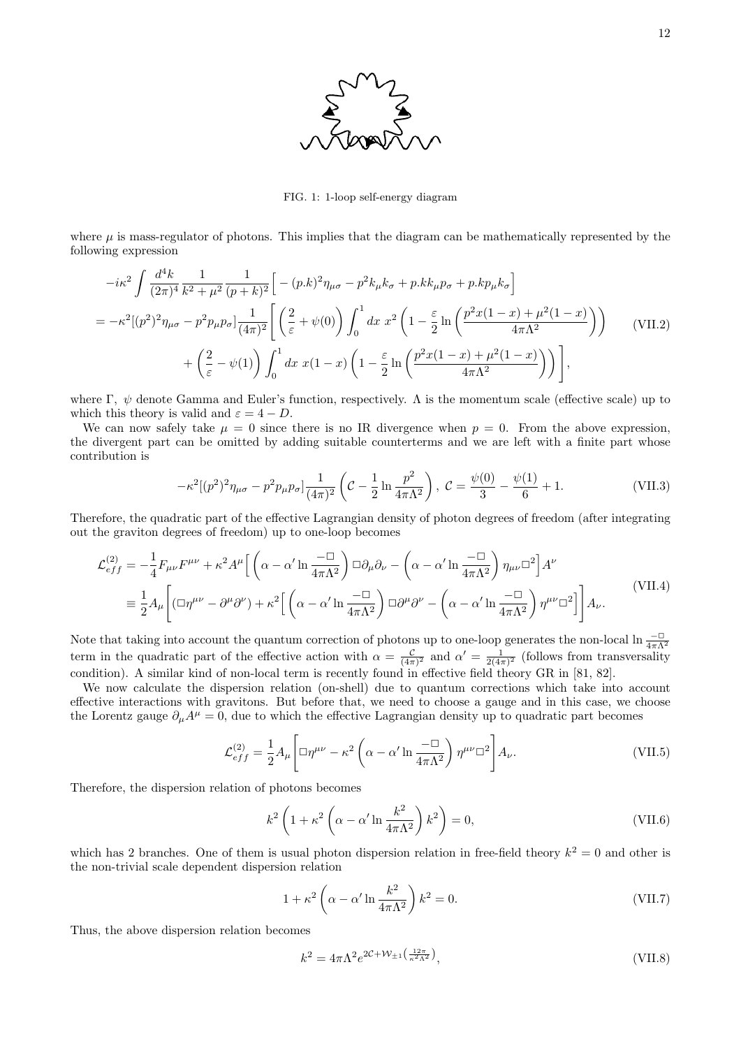FIG. 1: 1-loop self-energy diagram

where $\mu$ is mass-regulator of photons. This implies that the diagram can be mathematically represented by the following expression

$$
\begin{aligned}
&-i\kappa^2 \int \frac{d^4k}{(2\pi)^4} \frac{1}{k^2+\mu^2} \frac{1}{(p+k)^2} \Big[ -(p.k)^2 \eta_{\mu\sigma} - p^2 k_\mu k_\sigma + p.k k_\mu p_\sigma + p.k p_\mu k_\sigma \Big] \\
&= -\kappa^2 [(p^2)^2 \eta_{\mu\sigma} - p^2 p_\mu p_\sigma] \frac{1}{(4\pi)^2} \Bigg[ \left( \frac{2}{\varepsilon} + \psi(0) \right) \int_0^1 dx\ x^2 \left( 1 - \frac{\varepsilon}{2} \ln\left( \frac{p^2 x(1-x) + \mu^2(1-x)}{4\pi\Lambda^2} \right) \right) \\
&\quad + \left( \frac{2}{\varepsilon} - \psi(1) \right) \int_0^1 dx\ x(1-x) \left( 1 - \frac{\varepsilon}{2} \ln\left( \frac{p^2 x(1-x) + \mu^2(1-x)}{4\pi\Lambda^2} \right) \right) \Bigg],
\end{aligned}
\tag{VII.2}
$$

where $\Gamma$, $\psi$ denote Gamma and Euler's function, respectively. $\Lambda$ is the momentum scale (effective scale) up to which this theory is valid and $\varepsilon = 4 - D$.

We can now safely take $\mu = 0$ since there is no IR divergence when $p = 0$. From the above expression, the divergent part can be omitted by adding suitable counterterms and we are left with a finite part whose contribution is

$$
-\kappa^2 [(p^2)^2 \eta_{\mu\sigma} - p^2 p_\mu p_\sigma] \frac{1}{(4\pi)^2} \left( \mathcal{C} - \frac{1}{2} \ln \frac{p^2}{4\pi\Lambda^2} \right),\ \mathcal{C} = \frac{\psi(0)}{3} - \frac{\psi(1)}{6} + 1.
\tag{VII.3}
$$

Therefore, the quadratic part of the effective Lagrangian density of photon degrees of freedom (after integrating out the graviton degrees of freedom) up to one-loop becomes

$$
\begin{aligned}
\mathcal{L}^{(2)}_{eff} &= -\frac{1}{4} F_{\mu\nu} F^{\mu\nu} + \kappa^2 A^\mu \Big[ \left( \alpha - \alpha' \ln \frac{-\Box}{4\pi\Lambda^2} \right) \Box \partial_\mu \partial_\nu - \left( \alpha - \alpha' \ln \frac{-\Box}{4\pi\Lambda^2} \right) \eta_{\mu\nu} \Box^2 \Big] A^\nu \\
&\equiv \frac{1}{2} A_\mu \Bigg[ (\Box \eta^{\mu\nu} - \partial^\mu \partial^\nu) + \kappa^2 \Big[ \left( \alpha - \alpha' \ln \frac{-\Box}{4\pi\Lambda^2} \right) \Box \partial^\mu \partial^\nu - \left( \alpha - \alpha' \ln \frac{-\Box}{4\pi\Lambda^2} \right) \eta^{\mu\nu} \Box^2 \Big] \Bigg] A_\nu.
\end{aligned}
\tag{VII.4}
$$

Note that taking into account the quantum correction of photons up to one-loop generates the non-local $\ln \frac{-\Box}{4\pi\Lambda^2}$ term in the quadratic part of the effective action with $\alpha = \frac{\mathcal{C}}{(4\pi)^2}$ and $\alpha' = \frac{1}{2(4\pi)^2}$ (follows from transversality condition). A similar kind of non-local term is recently found in effective field theory GR in [81, 82].

We now calculate the dispersion relation (on-shell) due to quantum corrections which take into account effective interactions with gravitons. But before that, we need to choose a gauge and in this case, we choose the Lorentz gauge $\partial_\mu A^\mu = 0$, due to which the effective Lagrangian density up to quadratic part becomes

$$
\mathcal{L}^{(2)}_{eff} = \frac{1}{2} A_\mu \Bigg[ \Box \eta^{\mu\nu} - \kappa^2 \left( \alpha - \alpha' \ln \frac{-\Box}{4\pi\Lambda^2} \right) \eta^{\mu\nu} \Box^2 \Bigg] A_\nu.
\tag{VII.5}
$$

Therefore, the dispersion relation of photons becomes

$$
k^2 \left( 1 + \kappa^2 \left( \alpha - \alpha' \ln \frac{k^2}{4\pi\Lambda^2} \right) k^2 \right) = 0,
\tag{VII.6}
$$

which has 2 branches. One of them is usual photon dispersion relation in free-field theory $k^2 = 0$ and other is the non-trivial scale dependent dispersion relation

$$
1 + \kappa^2 \left( \alpha - \alpha' \ln \frac{k^2}{4\pi\Lambda^2} \right) k^2 = 0.
\tag{VII.7}
$$

Thus, the above dispersion relation becomes

$$
k^2 = 4\pi\Lambda^2 e^{2\mathcal{C} + \mathcal{W}_{\pm 1}\left( \frac{12\pi}{\kappa^2 \Lambda^2} \right)},
\tag{VII.8}
$$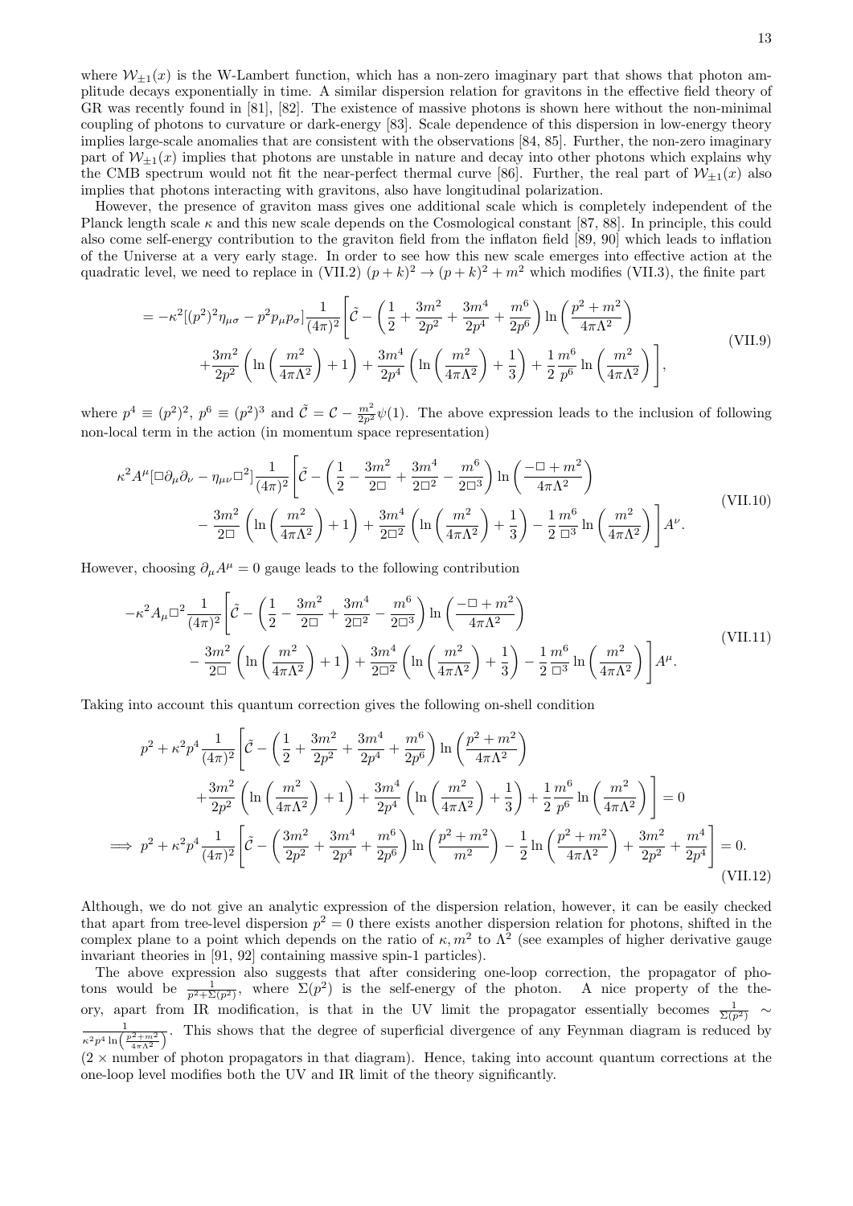where $\mathcal{W}_{\pm 1}(x)$ is the W-Lambert function, which has a non-zero imaginary part that shows that photon amplitude decays exponentially in time. A similar dispersion relation for gravitons in the effective field theory of GR was recently found in [81], [82]. The existence of massive photons is shown here without the non-minimal coupling of photons to curvature or dark-energy [83]. Scale dependence of this dispersion in low-energy theory implies large-scale anomalies that are consistent with the observations [84, 85]. Further, the non-zero imaginary part of $\mathcal{W}_{\pm 1}(x)$ implies that photons are unstable in nature and decay into other photons which explains why the CMB spectrum would not fit the near-perfect thermal curve [86]. Further, the real part of $\mathcal{W}_{\pm 1}(x)$ also implies that photons interacting with gravitons, also have longitudinal polarization.

However, the presence of graviton mass gives one additional scale which is completely independent of the Planck length scale $\kappa$ and this new scale depends on the Cosmological constant [87, 88]. In principle, this could also come self-energy contribution to the graviton field from the inflaton field [89, 90] which leads to inflation of the Universe at a very early stage. In order to see how this new scale emerges into effective action at the quadratic level, we need to replace in (VII.2) $(p+k)^2 \to (p+k)^2 + m^2$ which modifies (VII.3), the finite part

$$
\begin{aligned}
&= -\kappa^2[(p^2)^2\eta_{\mu\sigma} - p^2 p_\mu p_\sigma]\frac{1}{(4\pi)^2}\Bigg[\tilde{\mathcal{C}} - \left(\frac{1}{2} + \frac{3m^2}{2p^2} + \frac{3m^4}{2p^4} + \frac{m^6}{2p^6}\right)\ln\left(\frac{p^2+m^2}{4\pi\Lambda^2}\right) \\
&\quad + \frac{3m^2}{2p^2}\left(\ln\left(\frac{m^2}{4\pi\Lambda^2}\right) + 1\right) + \frac{3m^4}{2p^4}\left(\ln\left(\frac{m^2}{4\pi\Lambda^2}\right) + \frac{1}{3}\right) + \frac{1}{2}\frac{m^6}{p^6}\ln\left(\frac{m^2}{4\pi\Lambda^2}\right)\Bigg],
\end{aligned}
\tag{VII.9}
$$

where $p^4 \equiv (p^2)^2$, $p^6 \equiv (p^2)^3$ and $\tilde{\mathcal{C}} = \mathcal{C} - \frac{m^2}{2p^2}\psi(1)$. The above expression leads to the inclusion of following non-local term in the action (in momentum space representation)

$$
\begin{aligned}
&\kappa^2 A^\mu[\Box\partial_\mu\partial_\nu - \eta_{\mu\nu}\Box^2]\frac{1}{(4\pi)^2}\Bigg[\tilde{\mathcal{C}} - \left(\frac{1}{2} - \frac{3m^2}{2\Box} + \frac{3m^4}{2\Box^2} - \frac{m^6}{2\Box^3}\right)\ln\left(\frac{-\Box+m^2}{4\pi\Lambda^2}\right) \\
&\quad - \frac{3m^2}{2\Box}\left(\ln\left(\frac{m^2}{4\pi\Lambda^2}\right) + 1\right) + \frac{3m^4}{2\Box^2}\left(\ln\left(\frac{m^2}{4\pi\Lambda^2}\right) + \frac{1}{3}\right) - \frac{1}{2}\frac{m^6}{\Box^3}\ln\left(\frac{m^2}{4\pi\Lambda^2}\right)\Bigg]A^\nu.
\end{aligned}
\tag{VII.10}
$$

However, choosing $\partial_\mu A^\mu = 0$ gauge leads to the following contribution

$$
\begin{aligned}
&-\kappa^2 A_\mu\Box^2\frac{1}{(4\pi)^2}\Bigg[\tilde{\mathcal{C}} - \left(\frac{1}{2} - \frac{3m^2}{2\Box} + \frac{3m^4}{2\Box^2} - \frac{m^6}{2\Box^3}\right)\ln\left(\frac{-\Box+m^2}{4\pi\Lambda^2}\right) \\
&\quad - \frac{3m^2}{2\Box}\left(\ln\left(\frac{m^2}{4\pi\Lambda^2}\right) + 1\right) + \frac{3m^4}{2\Box^2}\left(\ln\left(\frac{m^2}{4\pi\Lambda^2}\right) + \frac{1}{3}\right) - \frac{1}{2}\frac{m^6}{\Box^3}\ln\left(\frac{m^2}{4\pi\Lambda^2}\right)\Bigg]A^\mu.
\end{aligned}
\tag{VII.11}
$$

Taking into account this quantum correction gives the following on-shell condition

$$
\begin{aligned}
&p^2 + \kappa^2 p^4\frac{1}{(4\pi)^2}\Bigg[\tilde{\mathcal{C}} - \left(\frac{1}{2} + \frac{3m^2}{2p^2} + \frac{3m^4}{2p^4} + \frac{m^6}{2p^6}\right)\ln\left(\frac{p^2+m^2}{4\pi\Lambda^2}\right) \\
&\quad + \frac{3m^2}{2p^2}\left(\ln\left(\frac{m^2}{4\pi\Lambda^2}\right) + 1\right) + \frac{3m^4}{2p^4}\left(\ln\left(\frac{m^2}{4\pi\Lambda^2}\right) + \frac{1}{3}\right) + \frac{1}{2}\frac{m^6}{p^6}\ln\left(\frac{m^2}{4\pi\Lambda^2}\right)\Bigg] = 0 \\
\implies &\; p^2 + \kappa^2 p^4\frac{1}{(4\pi)^2}\Bigg[\tilde{\mathcal{C}} - \left(\frac{3m^2}{2p^2} + \frac{3m^4}{2p^4} + \frac{m^6}{2p^6}\right)\ln\left(\frac{p^2+m^2}{m^2}\right) - \frac{1}{2}\ln\left(\frac{p^2+m^2}{4\pi\Lambda^2}\right) + \frac{3m^2}{2p^2} + \frac{m^4}{2p^4}\Bigg] = 0.
\end{aligned}
\tag{VII.12}
$$

Although, we do not give an analytic expression of the dispersion relation, however, it can be easily checked that apart from tree-level dispersion $p^2 = 0$ there exists another dispersion relation for photons, shifted in the complex plane to a point which depends on the ratio of $\kappa, m^2$ to $\Lambda^2$ (see examples of higher derivative gauge invariant theories in [91, 92] containing massive spin-1 particles).

The above expression also suggests that after considering one-loop correction, the propagator of photons would be $\frac{1}{p^2+\Sigma(p^2)}$, where $\Sigma(p^2)$ is the self-energy of the photon. A nice property of the theory, apart from IR modification, is that in the UV limit the propagator essentially becomes $\frac{1}{\Sigma(p^2)} \sim \frac{1}{\kappa^2 p^4 \ln\left(\frac{p^2+m^2}{4\pi\Lambda^2}\right)}$. This shows that the degree of superficial divergence of any Feynman diagram is reduced by ($2 \times$ number of photon propagators in that diagram). Hence, taking into account quantum corrections at the one-loop level modifies both the UV and IR limit of the theory significantly.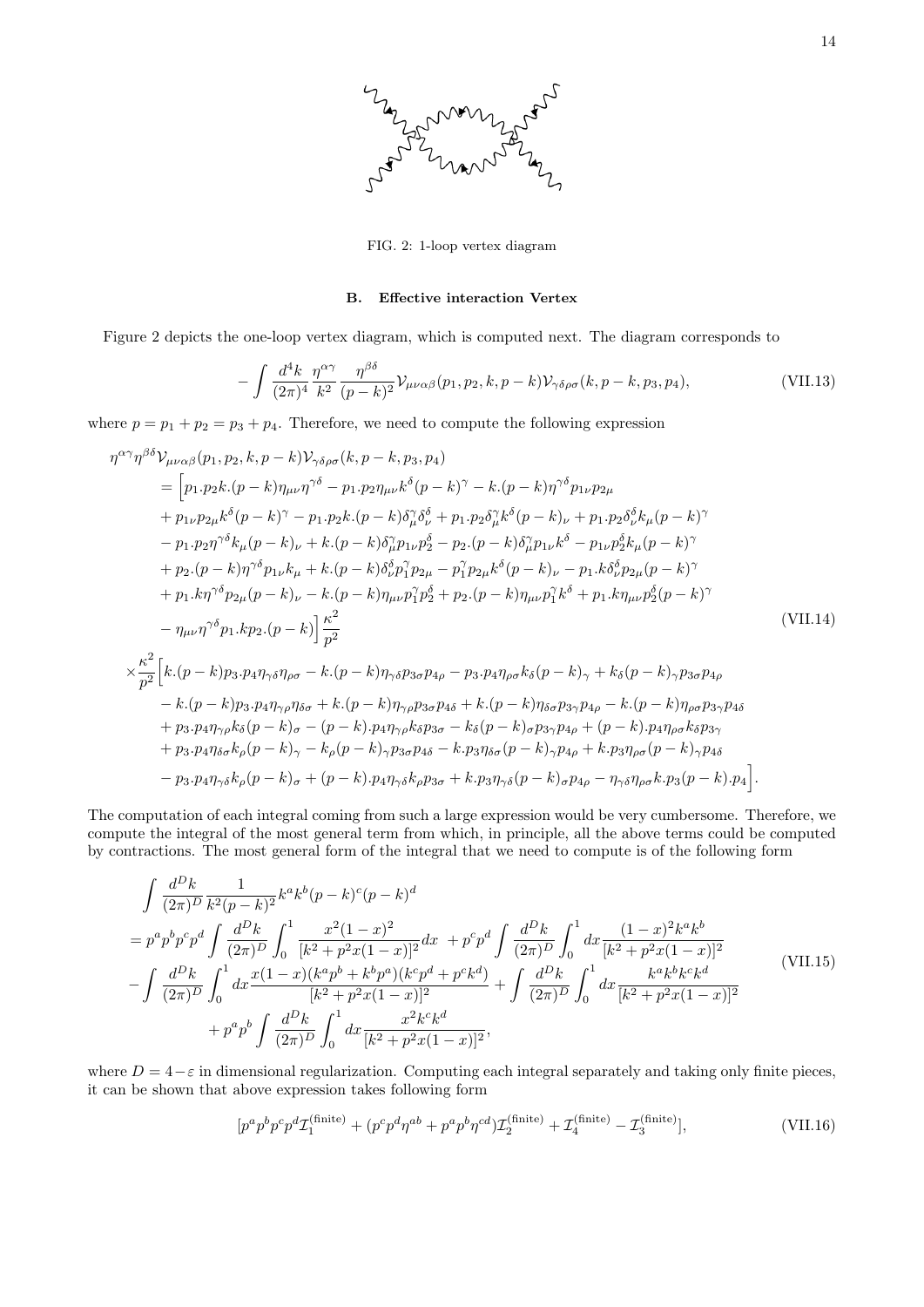FIG. 2: 1-loop vertex diagram

### B. Effective interaction Vertex

Figure 2 depicts the one-loop vertex diagram, which is computed next. The diagram corresponds to

$$-\int \frac{d^4k}{(2\pi)^4}\frac{\eta^{\alpha\gamma}}{k^2}\frac{\eta^{\beta\delta}}{(p-k)^2}\mathcal{V}_{\mu\nu\alpha\beta}(p_1,p_2,k,p-k)\mathcal{V}_{\gamma\delta\rho\sigma}(k,p-k,p_3,p_4), \tag{VII.13}$$

where $p = p_1 + p_2 = p_3 + p_4$. Therefore, we need to compute the following expression

$$\begin{aligned}
&\eta^{\alpha\gamma}\eta^{\beta\delta}\mathcal{V}_{\mu\nu\alpha\beta}(p_1,p_2,k,p-k)\mathcal{V}_{\gamma\delta\rho\sigma}(k,p-k,p_3,p_4)\\
&= \Big[p_1.p_2k.(p-k)\eta_{\mu\nu}\eta^{\gamma\delta} - p_1.p_2\eta_{\mu\nu}k^\delta(p-k)^\gamma - k.(p-k)\eta^{\gamma\delta}p_{1\nu}p_{2\mu}\\
&+ p_{1\nu}p_{2\mu}k^\delta(p-k)^\gamma - p_1.p_2k.(p-k)\delta^\gamma_\mu\delta^\delta_\nu + p_1.p_2\delta^\gamma_\mu k^\delta(p-k)_\nu + p_1.p_2\delta^\delta_\nu k_\mu(p-k)^\gamma\\
&- p_1.p_2\eta^{\gamma\delta}k_\mu(p-k)_\nu + k.(p-k)\delta^\gamma_\mu p_{1\nu}p_2^\delta - p_2.(p-k)\delta^\gamma_\mu p_{1\nu}k^\delta - p_{1\nu}p_2^\delta k_\mu(p-k)^\gamma\\
&+ p_2.(p-k)\eta^{\gamma\delta}p_{1\nu}k_\mu + k.(p-k)\delta^\delta_\nu p_1^\gamma p_{2\mu} - p_1^\gamma p_{2\mu}k^\delta(p-k)_\nu - p_1.k\delta^\delta_\nu p_{2\mu}(p-k)^\gamma\\
&+ p_1.k\eta^{\gamma\delta}p_{2\mu}(p-k)_\nu - k.(p-k)\eta_{\mu\nu}p_1^\gamma p_2^\delta + p_2.(p-k)\eta_{\mu\nu}p_1^\gamma k^\delta + p_1.k\eta_{\mu\nu}p_2^\delta(p-k)^\gamma\\
&- \eta_{\mu\nu}\eta^{\gamma\delta}p_1.kp_2.(p-k)\Big]\frac{\kappa^2}{p^2}\\
\times&\frac{\kappa^2}{p^2}\Big[k.(p-k)p_3.p_4\eta_{\gamma\delta}\eta_{\rho\sigma} - k.(p-k)\eta_{\gamma\delta}p_{3\sigma}p_{4\rho} - p_3.p_4\eta_{\rho\sigma}k_\delta(p-k)_\gamma + k_\delta(p-k)_\gamma p_{3\sigma}p_{4\rho}\\
&- k.(p-k)p_3.p_4\eta_{\gamma\rho}\eta_{\delta\sigma} + k.(p-k)\eta_{\gamma\rho}p_{3\sigma}p_{4\delta} + k.(p-k)\eta_{\delta\sigma}p_{3\gamma}p_{4\rho} - k.(p-k)\eta_{\rho\sigma}p_{3\gamma}p_{4\delta}\\
&+ p_3.p_4\eta_{\gamma\rho}k_\delta(p-k)_\sigma - (p-k).p_4\eta_{\gamma\rho}k_\delta p_{3\sigma} - k_\delta(p-k)_\sigma p_{3\gamma}p_{4\rho} + (p-k).p_4\eta_{\rho\sigma}k_\delta p_{3\gamma}\\
&+ p_3.p_4\eta_{\delta\sigma}k_\rho(p-k)_\gamma - k_\rho(p-k)_\gamma p_{3\sigma}p_{4\delta} - k.p_3\eta_{\delta\sigma}(p-k)_\gamma p_{4\rho} + k.p_3\eta_{\rho\sigma}(p-k)_\gamma p_{4\delta}\\
&- p_3.p_4\eta_{\gamma\delta}k_\rho(p-k)_\sigma + (p-k).p_4\eta_{\gamma\delta}k_\rho p_{3\sigma} + k.p_3\eta_{\gamma\delta}(p-k)_\sigma p_{4\rho} - \eta_{\gamma\delta}\eta_{\rho\sigma}k.p_3(p-k).p_4\Big].
\end{aligned} \tag{VII.14}$$

The computation of each integral coming from such a large expression would be very cumbersome. Therefore, we compute the integral of the most general term from which, in principle, all the above terms could be computed by contractions. The most general form of the integral that we need to compute is of the following form

$$\begin{aligned}
&\int \frac{d^Dk}{(2\pi)^D}\frac{1}{k^2(p-k)^2}k^ak^b(p-k)^c(p-k)^d\\
&= p^ap^bp^cp^d\int\frac{d^Dk}{(2\pi)^D}\int_0^1\frac{x^2(1-x)^2}{[k^2+p^2x(1-x)]^2}dx \;+ p^cp^d\int\frac{d^Dk}{(2\pi)^D}\int_0^1 dx\frac{(1-x)^2k^ak^b}{[k^2+p^2x(1-x)]^2}\\
&-\int\frac{d^Dk}{(2\pi)^D}\int_0^1 dx\frac{x(1-x)(k^ap^b+k^bp^a)(k^cp^d+p^ck^d)}{[k^2+p^2x(1-x)]^2} + \int\frac{d^Dk}{(2\pi)^D}\int_0^1 dx\frac{k^ak^bk^ck^d}{[k^2+p^2x(1-x)]^2}\\
&\quad + p^ap^b\int\frac{d^Dk}{(2\pi)^D}\int_0^1 dx\frac{x^2k^ck^d}{[k^2+p^2x(1-x)]^2},
\end{aligned} \tag{VII.15}$$

where $D = 4-\varepsilon$ in dimensional regularization. Computing each integral separately and taking only finite pieces, it can be shown that above expression takes following form

$$[p^ap^bp^cp^d\mathcal{I}_1^{(\text{finite})} + (p^cp^d\eta^{ab} + p^ap^b\eta^{cd})\mathcal{I}_2^{(\text{finite})} + \mathcal{I}_4^{(\text{finite})} - \mathcal{I}_3^{(\text{finite})}], \tag{VII.16}$$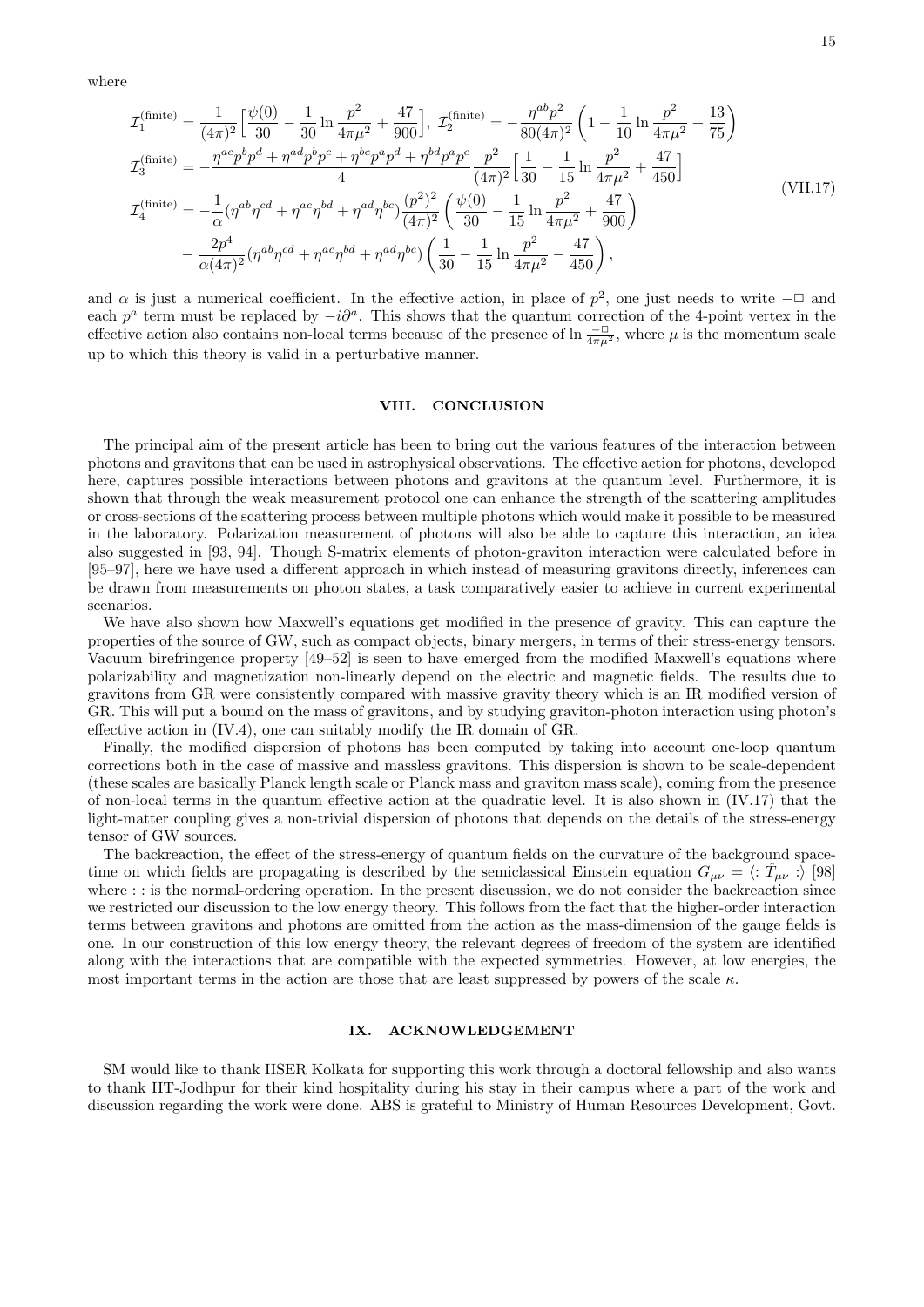where

$$
\begin{aligned}
\mathcal{I}_1^{(\text{finite})} &= \frac{1}{(4\pi)^2}\Big[\frac{\psi(0)}{30} - \frac{1}{30}\ln\frac{p^2}{4\pi\mu^2} + \frac{47}{900}\Big],\ \mathcal{I}_2^{(\text{finite})} = -\frac{\eta^{ab}p^2}{80(4\pi)^2}\left(1 - \frac{1}{10}\ln\frac{p^2}{4\pi\mu^2} + \frac{13}{75}\right) \\
\mathcal{I}_3^{(\text{finite})} &= -\frac{\eta^{ac}p^bp^d + \eta^{ad}p^bp^c + \eta^{bc}p^ap^d + \eta^{bd}p^ap^c}{4}\frac{p^2}{(4\pi)^2}\Big[\frac{1}{30} - \frac{1}{15}\ln\frac{p^2}{4\pi\mu^2} + \frac{47}{450}\Big] \\
\mathcal{I}_4^{(\text{finite})} &= -\frac{1}{\alpha}(\eta^{ab}\eta^{cd} + \eta^{ac}\eta^{bd} + \eta^{ad}\eta^{bc})\frac{(p^2)^2}{(4\pi)^2}\left(\frac{\psi(0)}{30} - \frac{1}{15}\ln\frac{p^2}{4\pi\mu^2} + \frac{47}{900}\right) \\
&\quad - \frac{2p^4}{\alpha(4\pi)^2}(\eta^{ab}\eta^{cd} + \eta^{ac}\eta^{bd} + \eta^{ad}\eta^{bc})\left(\frac{1}{30} - \frac{1}{15}\ln\frac{p^2}{4\pi\mu^2} - \frac{47}{450}\right),
\end{aligned}
\tag{VII.17}
$$

and $\alpha$ is just a numerical coefficient. In the effective action, in place of $p^2$, one just needs to write $-\Box$ and each $p^a$ term must be replaced by $-i\partial^a$. This shows that the quantum correction of the 4-point vertex in the effective action also contains non-local terms because of the presence of $\ln\frac{-\Box}{4\pi\mu^2}$, where $\mu$ is the momentum scale up to which this theory is valid in a perturbative manner.

## VIII. CONCLUSION

The principal aim of the present article has been to bring out the various features of the interaction between photons and gravitons that can be used in astrophysical observations. The effective action for photons, developed here, captures possible interactions between photons and gravitons at the quantum level. Furthermore, it is shown that through the weak measurement protocol one can enhance the strength of the scattering amplitudes or cross-sections of the scattering process between multiple photons which would make it possible to be measured in the laboratory. Polarization measurement of photons will also be able to capture this interaction, an idea also suggested in [93, 94]. Though S-matrix elements of photon-graviton interaction were calculated before in [95–97], here we have used a different approach in which instead of measuring gravitons directly, inferences can be drawn from measurements on photon states, a task comparatively easier to achieve in current experimental scenarios.

We have also shown how Maxwell's equations get modified in the presence of gravity. This can capture the properties of the source of GW, such as compact objects, binary mergers, in terms of their stress-energy tensors. Vacuum birefringence property [49–52] is seen to have emerged from the modified Maxwell's equations where polarizability and magnetization non-linearly depend on the electric and magnetic fields. The results due to gravitons from GR were consistently compared with massive gravity theory which is an IR modified version of GR. This will put a bound on the mass of gravitons, and by studying graviton-photon interaction using photon's effective action in (IV.4), one can suitably modify the IR domain of GR.

Finally, the modified dispersion of photons has been computed by taking into account one-loop quantum corrections both in the case of massive and massless gravitons. This dispersion is shown to be scale-dependent (these scales are basically Planck length scale or Planck mass and graviton mass scale), coming from the presence of non-local terms in the quantum effective action at the quadratic level. It is also shown in (IV.17) that the light-matter coupling gives a non-trivial dispersion of photons that depends on the details of the stress-energy tensor of GW sources.

The backreaction, the effect of the stress-energy of quantum fields on the curvature of the background spacetime on which fields are propagating is described by the semiclassical Einstein equation $G_{\mu\nu} = \langle : \hat{T}_{\mu\nu} : \rangle$ [98] where : : is the normal-ordering operation. In the present discussion, we do not consider the backreaction since we restricted our discussion to the low energy theory. This follows from the fact that the higher-order interaction terms between gravitons and photons are omitted from the action as the mass-dimension of the gauge fields is one. In our construction of this low energy theory, the relevant degrees of freedom of the system are identified along with the interactions that are compatible with the expected symmetries. However, at low energies, the most important terms in the action are those that are least suppressed by powers of the scale $\kappa$.

## IX. ACKNOWLEDGEMENT

SM would like to thank IISER Kolkata for supporting this work through a doctoral fellowship and also wants to thank IIT-Jodhpur for their kind hospitality during his stay in their campus where a part of the work and discussion regarding the work were done. ABS is grateful to Ministry of Human Resources Development, Govt.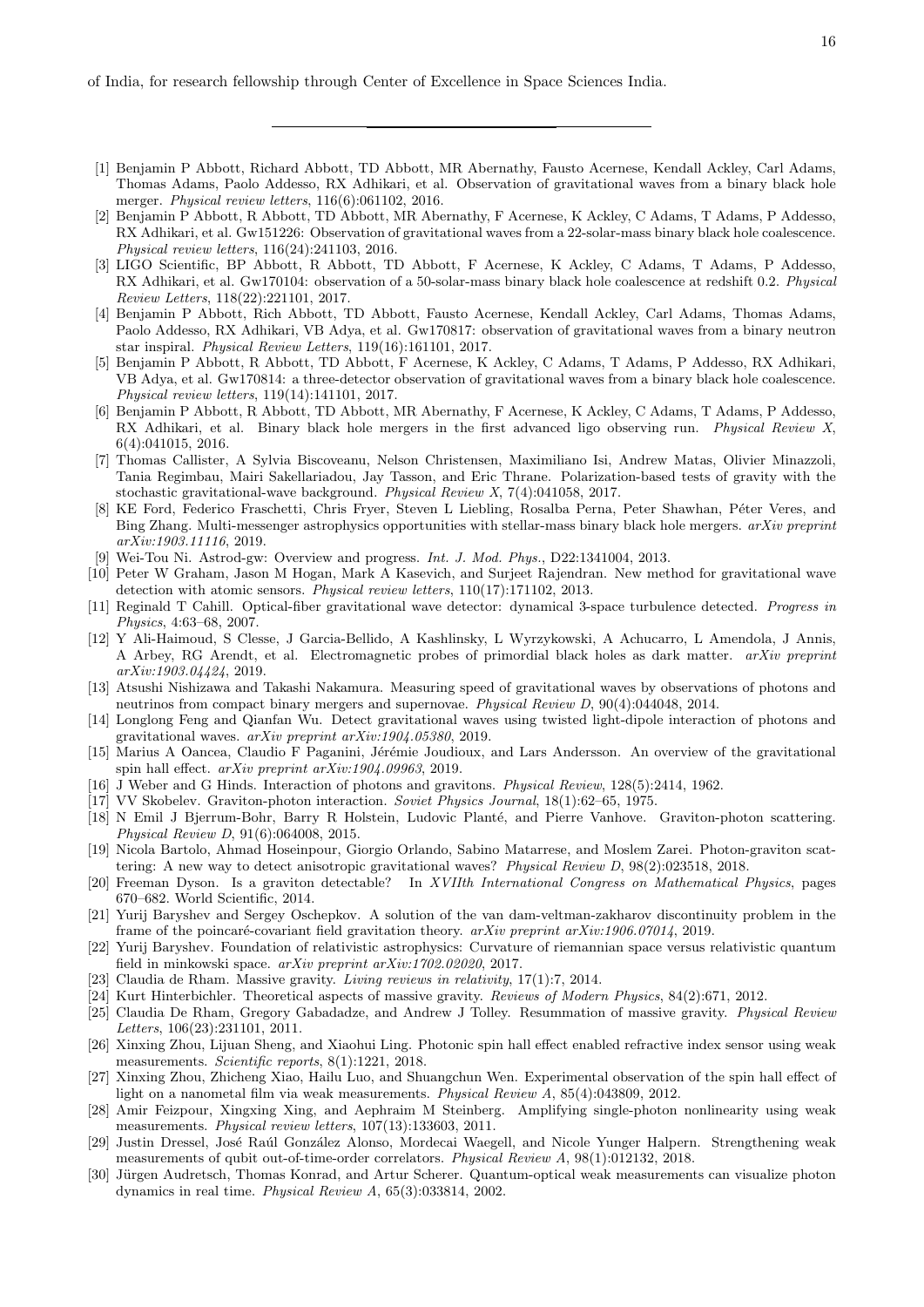of India, for research fellowship through Center of Excellence in Space Sciences India.

---

[1] Benjamin P Abbott, Richard Abbott, TD Abbott, MR Abernathy, Fausto Acernese, Kendall Ackley, Carl Adams, Thomas Adams, Paolo Addesso, RX Adhikari, et al. Observation of gravitational waves from a binary black hole merger. *Physical review letters*, 116(6):061102, 2016.

[2] Benjamin P Abbott, R Abbott, TD Abbott, MR Abernathy, F Acernese, K Ackley, C Adams, T Adams, P Addesso, RX Adhikari, et al. Gw151226: Observation of gravitational waves from a 22-solar-mass binary black hole coalescence. *Physical review letters*, 116(24):241103, 2016.

[3] LIGO Scientific, BP Abbott, R Abbott, TD Abbott, F Acernese, K Ackley, C Adams, T Adams, P Addesso, RX Adhikari, et al. Gw170104: observation of a 50-solar-mass binary black hole coalescence at redshift 0.2. *Physical Review Letters*, 118(22):221101, 2017.

[4] Benjamin P Abbott, Rich Abbott, TD Abbott, Fausto Acernese, Kendall Ackley, Carl Adams, Thomas Adams, Paolo Addesso, RX Adhikari, VB Adya, et al. Gw170817: observation of gravitational waves from a binary neutron star inspiral. *Physical Review Letters*, 119(16):161101, 2017.

[5] Benjamin P Abbott, R Abbott, TD Abbott, F Acernese, K Ackley, C Adams, T Adams, P Addesso, RX Adhikari, VB Adya, et al. Gw170814: a three-detector observation of gravitational waves from a binary black hole coalescence. *Physical review letters*, 119(14):141101, 2017.

[6] Benjamin P Abbott, R Abbott, TD Abbott, MR Abernathy, F Acernese, K Ackley, C Adams, T Adams, P Addesso, RX Adhikari, et al. Binary black hole mergers in the first advanced ligo observing run. *Physical Review X*, 6(4):041015, 2016.

[7] Thomas Callister, A Sylvia Biscoveanu, Nelson Christensen, Maximiliano Isi, Andrew Matas, Olivier Minazzoli, Tania Regimbau, Mairi Sakellariadou, Jay Tasson, and Eric Thrane. Polarization-based tests of gravity with the stochastic gravitational-wave background. *Physical Review X*, 7(4):041058, 2017.

[8] KE Ford, Federico Fraschetti, Chris Fryer, Steven L Liebling, Rosalba Perna, Peter Shawhan, Péter Veres, and Bing Zhang. Multi-messenger astrophysics opportunities with stellar-mass binary black hole mergers. *arXiv preprint arXiv:1903.11116*, 2019.

[9] Wei-Tou Ni. Astrod-gw: Overview and progress. *Int. J. Mod. Phys.*, D22:1341004, 2013.

[10] Peter W Graham, Jason M Hogan, Mark A Kasevich, and Surjeet Rajendran. New method for gravitational wave detection with atomic sensors. *Physical review letters*, 110(17):171102, 2013.

[11] Reginald T Cahill. Optical-fiber gravitational wave detector: dynamical 3-space turbulence detected. *Progress in Physics*, 4:63–68, 2007.

[12] Y Ali-Haimoud, S Clesse, J Garcia-Bellido, A Kashlinsky, L Wyrzykowski, A Achucarro, L Amendola, J Annis, A Arbey, RG Arendt, et al. Electromagnetic probes of primordial black holes as dark matter. *arXiv preprint arXiv:1903.04424*, 2019.

[13] Atsushi Nishizawa and Takashi Nakamura. Measuring speed of gravitational waves by observations of photons and neutrinos from compact binary mergers and supernovae. *Physical Review D*, 90(4):044048, 2014.

[14] Longlong Feng and Qianfan Wu. Detect gravitational waves using twisted light-dipole interaction of photons and gravitational waves. *arXiv preprint arXiv:1904.05380*, 2019.

[15] Marius A Oancea, Claudio F Paganini, Jérémie Joudioux, and Lars Andersson. An overview of the gravitational spin hall effect. *arXiv preprint arXiv:1904.09963*, 2019.

[16] J Weber and G Hinds. Interaction of photons and gravitons. *Physical Review*, 128(5):2414, 1962.

[17] VV Skobelev. Graviton-photon interaction. *Soviet Physics Journal*, 18(1):62–65, 1975.

[18] N Emil J Bjerrum-Bohr, Barry R Holstein, Ludovic Planté, and Pierre Vanhove. Graviton-photon scattering. *Physical Review D*, 91(6):064008, 2015.

[19] Nicola Bartolo, Ahmad Hoseinpour, Giorgio Orlando, Sabino Matarrese, and Moslem Zarei. Photon-graviton scattering: A new way to detect anisotropic gravitational waves? *Physical Review D*, 98(2):023518, 2018.

[20] Freeman Dyson. Is a graviton detectable? In *XVIIth International Congress on Mathematical Physics*, pages 670–682. World Scientific, 2014.

[21] Yurij Baryshev and Sergey Oschepkov. A solution of the van dam-veltman-zakharov discontinuity problem in the frame of the poincaré-covariant field gravitation theory. *arXiv preprint arXiv:1906.07014*, 2019.

[22] Yurij Baryshev. Foundation of relativistic astrophysics: Curvature of riemannian space versus relativistic quantum field in minkowski space. *arXiv preprint arXiv:1702.02020*, 2017.

[23] Claudia de Rham. Massive gravity. *Living reviews in relativity*, 17(1):7, 2014.

[24] Kurt Hinterbichler. Theoretical aspects of massive gravity. *Reviews of Modern Physics*, 84(2):671, 2012.

[25] Claudia De Rham, Gregory Gabadadze, and Andrew J Tolley. Resummation of massive gravity. *Physical Review Letters*, 106(23):231101, 2011.

[26] Xinxing Zhou, Lijuan Sheng, and Xiaohui Ling. Photonic spin hall effect enabled refractive index sensor using weak measurements. *Scientific reports*, 8(1):1221, 2018.

[27] Xinxing Zhou, Zhicheng Xiao, Hailu Luo, and Shuangchun Wen. Experimental observation of the spin hall effect of light on a nanometal film via weak measurements. *Physical Review A*, 85(4):043809, 2012.

[28] Amir Feizpour, Xingxing Xing, and Aephraim M Steinberg. Amplifying single-photon nonlinearity using weak measurements. *Physical review letters*, 107(13):133603, 2011.

[29] Justin Dressel, José Raúl González Alonso, Mordecai Waegell, and Nicole Yunger Halpern. Strengthening weak measurements of qubit out-of-time-order correlators. *Physical Review A*, 98(1):012132, 2018.

[30] Jürgen Audretsch, Thomas Konrad, and Artur Scherer. Quantum-optical weak measurements can visualize photon dynamics in real time. *Physical Review A*, 65(3):033814, 2002.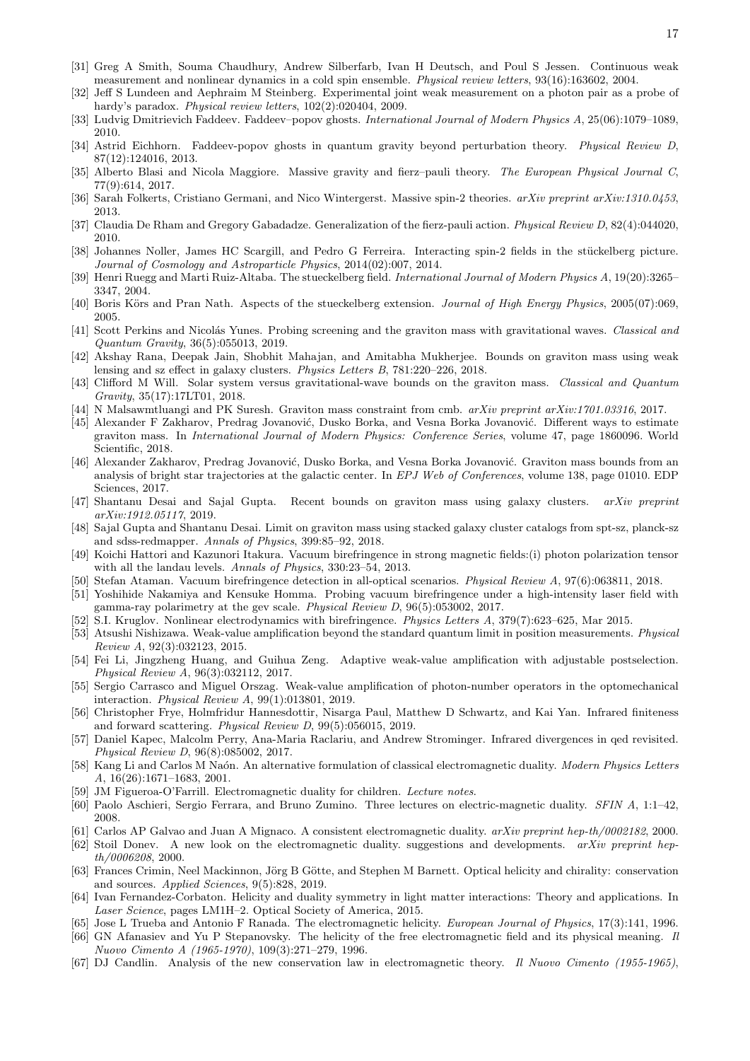[31] Greg A Smith, Souma Chaudhury, Andrew Silberfarb, Ivan H Deutsch, and Poul S Jessen. Continuous weak measurement and nonlinear dynamics in a cold spin ensemble. *Physical review letters*, 93(16):163602, 2004.

[32] Jeff S Lundeen and Aephraim M Steinberg. Experimental joint weak measurement on a photon pair as a probe of hardy's paradox. *Physical review letters*, 102(2):020404, 2009.

[33] Ludvig Dmitrievich Faddeev. Faddeev–popov ghosts. *International Journal of Modern Physics A*, 25(06):1079–1089, 2010.

[34] Astrid Eichhorn. Faddeev-popov ghosts in quantum gravity beyond perturbation theory. *Physical Review D*, 87(12):124016, 2013.

[35] Alberto Blasi and Nicola Maggiore. Massive gravity and fierz–pauli theory. *The European Physical Journal C*, 77(9):614, 2017.

[36] Sarah Folkerts, Cristiano Germani, and Nico Wintergerst. Massive spin-2 theories. *arXiv preprint arXiv:1310.0453*, 2013.

[37] Claudia De Rham and Gregory Gabadadze. Generalization of the fierz-pauli action. *Physical Review D*, 82(4):044020, 2010.

[38] Johannes Noller, James HC Scargill, and Pedro G Ferreira. Interacting spin-2 fields in the stückelberg picture. *Journal of Cosmology and Astroparticle Physics*, 2014(02):007, 2014.

[39] Henri Ruegg and Marti Ruiz-Altaba. The stueckelberg field. *International Journal of Modern Physics A*, 19(20):3265–3347, 2004.

[40] Boris Körs and Pran Nath. Aspects of the stueckelberg extension. *Journal of High Energy Physics*, 2005(07):069, 2005.

[41] Scott Perkins and Nicolás Yunes. Probing screening and the graviton mass with gravitational waves. *Classical and Quantum Gravity*, 36(5):055013, 2019.

[42] Akshay Rana, Deepak Jain, Shobhit Mahajan, and Amitabha Mukherjee. Bounds on graviton mass using weak lensing and sz effect in galaxy clusters. *Physics Letters B*, 781:220–226, 2018.

[43] Clifford M Will. Solar system versus gravitational-wave bounds on the graviton mass. *Classical and Quantum Gravity*, 35(17):17LT01, 2018.

[44] N Malsawmtluangi and PK Suresh. Graviton mass constraint from cmb. *arXiv preprint arXiv:1701.03316*, 2017.

[45] Alexander F Zakharov, Predrag Jovanović, Dusko Borka, and Vesna Borka Jovanović. Different ways to estimate graviton mass. In *International Journal of Modern Physics: Conference Series*, volume 47, page 1860096. World Scientific, 2018.

[46] Alexander Zakharov, Predrag Jovanović, Dusko Borka, and Vesna Borka Jovanović. Graviton mass bounds from an analysis of bright star trajectories at the galactic center. In *EPJ Web of Conferences*, volume 138, page 01010. EDP Sciences, 2017.

[47] Shantanu Desai and Sajal Gupta. Recent bounds on graviton mass using galaxy clusters. *arXiv preprint arXiv:1912.05117*, 2019.

[48] Sajal Gupta and Shantanu Desai. Limit on graviton mass using stacked galaxy cluster catalogs from spt-sz, planck-sz and sdss-redmapper. *Annals of Physics*, 399:85–92, 2018.

[49] Koichi Hattori and Kazunori Itakura. Vacuum birefringence in strong magnetic fields:(i) photon polarization tensor with all the landau levels. *Annals of Physics*, 330:23–54, 2013.

[50] Stefan Ataman. Vacuum birefringence detection in all-optical scenarios. *Physical Review A*, 97(6):063811, 2018.

[51] Yoshihide Nakamiya and Kensuke Homma. Probing vacuum birefringence under a high-intensity laser field with gamma-ray polarimetry at the gev scale. *Physical Review D*, 96(5):053002, 2017.

[52] S.I. Kruglov. Nonlinear electrodynamics with birefringence. *Physics Letters A*, 379(7):623–625, Mar 2015.

[53] Atsushi Nishizawa. Weak-value amplification beyond the standard quantum limit in position measurements. *Physical Review A*, 92(3):032123, 2015.

[54] Fei Li, Jingzheng Huang, and Guihua Zeng. Adaptive weak-value amplification with adjustable postselection. *Physical Review A*, 96(3):032112, 2017.

[55] Sergio Carrasco and Miguel Orszag. Weak-value amplification of photon-number operators in the optomechanical interaction. *Physical Review A*, 99(1):013801, 2019.

[56] Christopher Frye, Holmfridur Hannesdottir, Nisarga Paul, Matthew D Schwartz, and Kai Yan. Infrared finiteness and forward scattering. *Physical Review D*, 99(5):056015, 2019.

[57] Daniel Kapec, Malcolm Perry, Ana-Maria Raclariu, and Andrew Strominger. Infrared divergences in qed revisited. *Physical Review D*, 96(8):085002, 2017.

[58] Kang Li and Carlos M Naón. An alternative formulation of classical electromagnetic duality. *Modern Physics Letters A*, 16(26):1671–1683, 2001.

[59] JM Figueroa-O'Farrill. Electromagnetic duality for children. *Lecture notes*.

[60] Paolo Aschieri, Sergio Ferrara, and Bruno Zumino. Three lectures on electric-magnetic duality. *SFIN A*, 1:1–42, 2008.

[61] Carlos AP Galvao and Juan A Mignaco. A consistent electromagnetic duality. *arXiv preprint hep-th/0002182*, 2000.

[62] Stoil Donev. A new look on the electromagnetic duality. suggestions and developments. *arXiv preprint hep-th/0006208*, 2000.

[63] Frances Crimin, Neel Mackinnon, Jörg B Götte, and Stephen M Barnett. Optical helicity and chirality: conservation and sources. *Applied Sciences*, 9(5):828, 2019.

[64] Ivan Fernandez-Corbaton. Helicity and duality symmetry in light matter interactions: Theory and applications. In *Laser Science*, pages LM1H–2. Optical Society of America, 2015.

[65] Jose L Trueba and Antonio F Ranada. The electromagnetic helicity. *European Journal of Physics*, 17(3):141, 1996.

[66] GN Afanasiev and Yu P Stepanovsky. The helicity of the free electromagnetic field and its physical meaning. *Il Nuovo Cimento A (1965-1970)*, 109(3):271–279, 1996.

[67] DJ Candlin. Analysis of the new conservation law in electromagnetic theory. *Il Nuovo Cimento (1955-1965)*,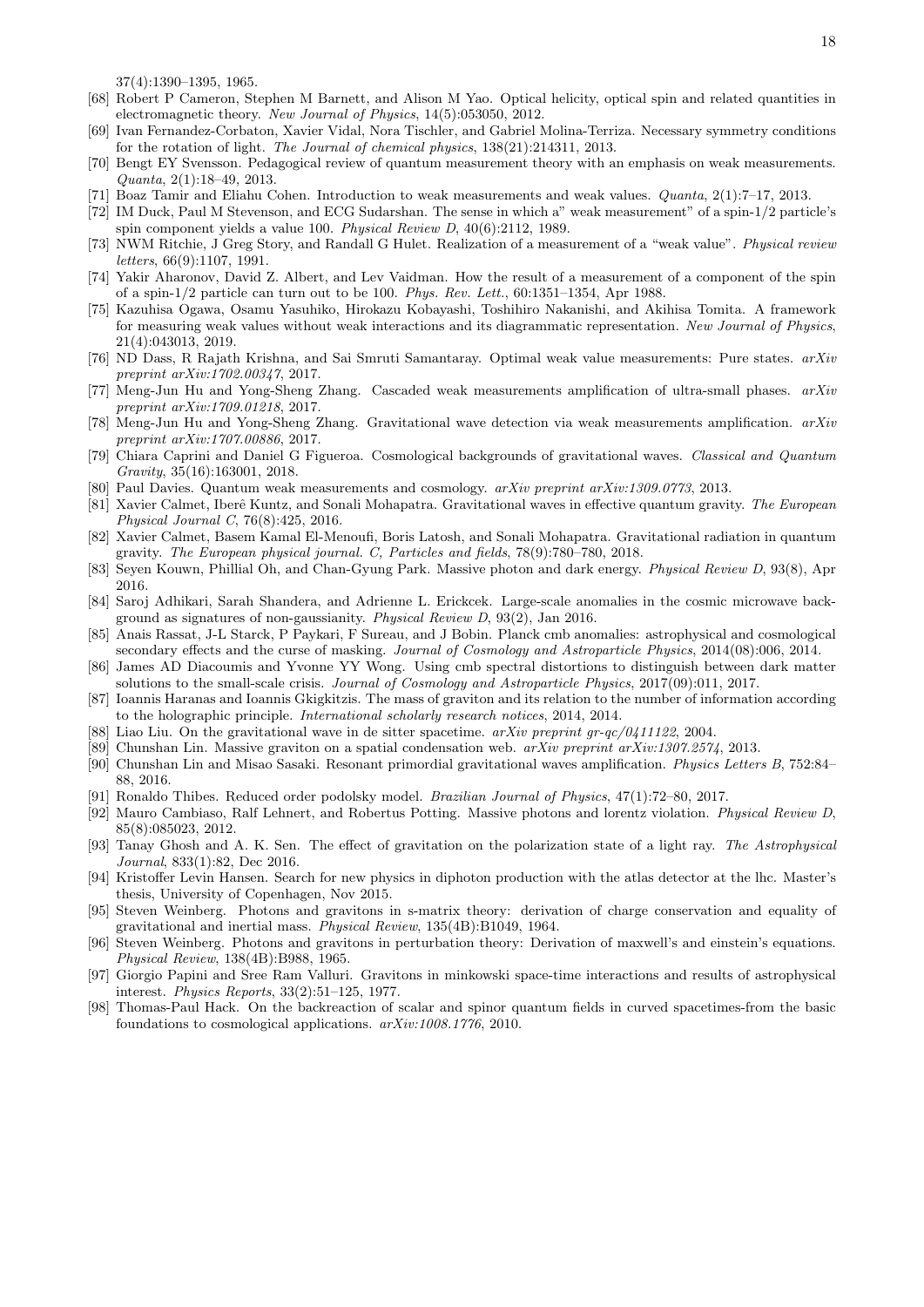37(4):1390–1395, 1965.

[68] Robert P Cameron, Stephen M Barnett, and Alison M Yao. Optical helicity, optical spin and related quantities in electromagnetic theory. *New Journal of Physics*, 14(5):053050, 2012.

[69] Ivan Fernandez-Corbaton, Xavier Vidal, Nora Tischler, and Gabriel Molina-Terriza. Necessary symmetry conditions for the rotation of light. *The Journal of chemical physics*, 138(21):214311, 2013.

[70] Bengt EY Svensson. Pedagogical review of quantum measurement theory with an emphasis on weak measurements. *Quanta*, 2(1):18–49, 2013.

[71] Boaz Tamir and Eliahu Cohen. Introduction to weak measurements and weak values. *Quanta*, 2(1):7–17, 2013.

[72] IM Duck, Paul M Stevenson, and ECG Sudarshan. The sense in which a" weak measurement" of a spin-1/2 particle's spin component yields a value 100. *Physical Review D*, 40(6):2112, 1989.

[73] NWM Ritchie, J Greg Story, and Randall G Hulet. Realization of a measurement of a "weak value". *Physical review letters*, 66(9):1107, 1991.

[74] Yakir Aharonov, David Z. Albert, and Lev Vaidman. How the result of a measurement of a component of the spin of a spin-1/2 particle can turn out to be 100. *Phys. Rev. Lett.*, 60:1351–1354, Apr 1988.

[75] Kazuhisa Ogawa, Osamu Yasuhiko, Hirokazu Kobayashi, Toshihiro Nakanishi, and Akihisa Tomita. A framework for measuring weak values without weak interactions and its diagrammatic representation. *New Journal of Physics*, 21(4):043013, 2019.

[76] ND Dass, R Rajath Krishna, and Sai Smruti Samantaray. Optimal weak value measurements: Pure states. *arXiv preprint arXiv:1702.00347*, 2017.

[77] Meng-Jun Hu and Yong-Sheng Zhang. Cascaded weak measurements amplification of ultra-small phases. *arXiv preprint arXiv:1709.01218*, 2017.

[78] Meng-Jun Hu and Yong-Sheng Zhang. Gravitational wave detection via weak measurements amplification. *arXiv preprint arXiv:1707.00886*, 2017.

[79] Chiara Caprini and Daniel G Figueroa. Cosmological backgrounds of gravitational waves. *Classical and Quantum Gravity*, 35(16):163001, 2018.

[80] Paul Davies. Quantum weak measurements and cosmology. *arXiv preprint arXiv:1309.0773*, 2013.

[81] Xavier Calmet, Iberê Kuntz, and Sonali Mohapatra. Gravitational waves in effective quantum gravity. *The European Physical Journal C*, 76(8):425, 2016.

[82] Xavier Calmet, Basem Kamal El-Menoufi, Boris Latosh, and Sonali Mohapatra. Gravitational radiation in quantum gravity. *The European physical journal. C, Particles and fields*, 78(9):780–780, 2018.

[83] Seyen Kouwn, Phillial Oh, and Chan-Gyung Park. Massive photon and dark energy. *Physical Review D*, 93(8), Apr 2016.

[84] Saroj Adhikari, Sarah Shandera, and Adrienne L. Erickcek. Large-scale anomalies in the cosmic microwave background as signatures of non-gaussianity. *Physical Review D*, 93(2), Jan 2016.

[85] Anais Rassat, J-L Starck, P Paykari, F Sureau, and J Bobin. Planck cmb anomalies: astrophysical and cosmological secondary effects and the curse of masking. *Journal of Cosmology and Astroparticle Physics*, 2014(08):006, 2014.

[86] James AD Diacoumis and Yvonne YY Wong. Using cmb spectral distortions to distinguish between dark matter solutions to the small-scale crisis. *Journal of Cosmology and Astroparticle Physics*, 2017(09):011, 2017.

[87] Ioannis Haranas and Ioannis Gkigkitzis. The mass of graviton and its relation to the number of information according to the holographic principle. *International scholarly research notices*, 2014, 2014.

[88] Liao Liu. On the gravitational wave in de sitter spacetime. *arXiv preprint gr-qc/0411122*, 2004.

[89] Chunshan Lin. Massive graviton on a spatial condensation web. *arXiv preprint arXiv:1307.2574*, 2013.

[90] Chunshan Lin and Misao Sasaki. Resonant primordial gravitational waves amplification. *Physics Letters B*, 752:84–88, 2016.

[91] Ronaldo Thibes. Reduced order podolsky model. *Brazilian Journal of Physics*, 47(1):72–80, 2017.

[92] Mauro Cambiaso, Ralf Lehnert, and Robertus Potting. Massive photons and lorentz violation. *Physical Review D*, 85(8):085023, 2012.

[93] Tanay Ghosh and A. K. Sen. The effect of gravitation on the polarization state of a light ray. *The Astrophysical Journal*, 833(1):82, Dec 2016.

[94] Kristoffer Levin Hansen. Search for new physics in diphoton production with the atlas detector at the lhc. Master's thesis, University of Copenhagen, Nov 2015.

[95] Steven Weinberg. Photons and gravitons in s-matrix theory: derivation of charge conservation and equality of gravitational and inertial mass. *Physical Review*, 135(4B):B1049, 1964.

[96] Steven Weinberg. Photons and gravitons in perturbation theory: Derivation of maxwell's and einstein's equations. *Physical Review*, 138(4B):B988, 1965.

[97] Giorgio Papini and Sree Ram Valluri. Gravitons in minkowski space-time interactions and results of astrophysical interest. *Physics Reports*, 33(2):51–125, 1977.

[98] Thomas-Paul Hack. On the backreaction of scalar and spinor quantum fields in curved spacetimes-from the basic foundations to cosmological applications. *arXiv:1008.1776*, 2010.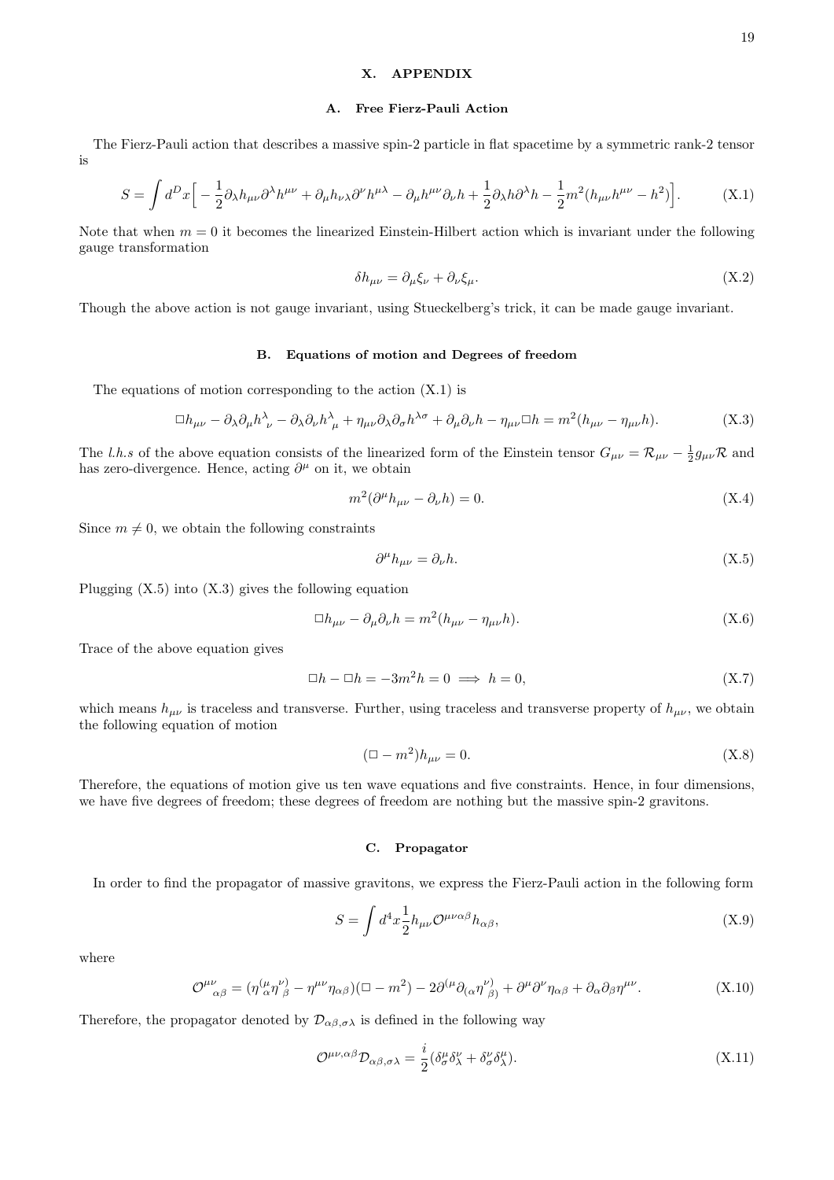## X. APPENDIX

### A. Free Fierz-Pauli Action

The Fierz-Pauli action that describes a massive spin-2 particle in flat spacetime by a symmetric rank-2 tensor is

$$S = \int d^D x \Big[ -\frac{1}{2}\partial_\lambda h_{\mu\nu}\partial^\lambda h^{\mu\nu} + \partial_\mu h_{\nu\lambda}\partial^\nu h^{\mu\lambda} - \partial_\mu h^{\mu\nu}\partial_\nu h + \frac{1}{2}\partial_\lambda h \partial^\lambda h - \frac{1}{2}m^2(h_{\mu\nu}h^{\mu\nu} - h^2)\Big]. \tag{X.1}$$

Note that when $m = 0$ it becomes the linearized Einstein-Hilbert action which is invariant under the following gauge transformation

$$\delta h_{\mu\nu} = \partial_\mu \xi_\nu + \partial_\nu \xi_\mu. \tag{X.2}$$

Though the above action is not gauge invariant, using Stueckelberg's trick, it can be made gauge invariant.

### B. Equations of motion and Degrees of freedom

The equations of motion corresponding to the action (X.1) is

$$\Box h_{\mu\nu} - \partial_\lambda\partial_\mu h^\lambda{}_\nu - \partial_\lambda\partial_\nu h^\lambda{}_\mu + \eta_{\mu\nu}\partial_\lambda\partial_\sigma h^{\lambda\sigma} + \partial_\mu\partial_\nu h - \eta_{\mu\nu}\Box h = m^2(h_{\mu\nu} - \eta_{\mu\nu}h). \tag{X.3}$$

The *l.h.s* of the above equation consists of the linearized form of the Einstein tensor $G_{\mu\nu} = \mathcal{R}_{\mu\nu} - \frac{1}{2}g_{\mu\nu}\mathcal{R}$ and has zero-divergence. Hence, acting $\partial^\mu$ on it, we obtain

$$m^2(\partial^\mu h_{\mu\nu} - \partial_\nu h) = 0. \tag{X.4}$$

Since $m \neq 0$, we obtain the following constraints

$$\partial^\mu h_{\mu\nu} = \partial_\nu h. \tag{X.5}$$

Plugging (X.5) into (X.3) gives the following equation

$$\Box h_{\mu\nu} - \partial_\mu\partial_\nu h = m^2(h_{\mu\nu} - \eta_{\mu\nu}h). \tag{X.6}$$

Trace of the above equation gives

$$\Box h - \Box h = -3m^2 h = 0 \implies h = 0, \tag{X.7}$$

which means $h_{\mu\nu}$ is traceless and transverse. Further, using traceless and transverse property of $h_{\mu\nu}$, we obtain the following equation of motion

$$(\Box - m^2)h_{\mu\nu} = 0. \tag{X.8}$$

Therefore, the equations of motion give us ten wave equations and five constraints. Hence, in four dimensions, we have five degrees of freedom; these degrees of freedom are nothing but the massive spin-2 gravitons.

### C. Propagator

In order to find the propagator of massive gravitons, we express the Fierz-Pauli action in the following form

$$S = \int d^4x \frac{1}{2} h_{\mu\nu}\mathcal{O}^{\mu\nu\alpha\beta}h_{\alpha\beta}, \tag{X.9}$$

where

$$\mathcal{O}^{\mu\nu}{}_{\alpha\beta} = (\eta^{(\mu}{}_\alpha\eta^{\nu)}{}_\beta - \eta^{\mu\nu}\eta_{\alpha\beta})(\Box - m^2) - 2\partial^{(\mu}\partial_{(\alpha}\eta^{\nu)}{}_{\beta)} + \partial^\mu\partial^\nu\eta_{\alpha\beta} + \partial_\alpha\partial_\beta\eta^{\mu\nu}. \tag{X.10}$$

Therefore, the propagator denoted by $\mathcal{D}_{\alpha\beta,\sigma\lambda}$ is defined in the following way

$$\mathcal{O}^{\mu\nu,\alpha\beta}\mathcal{D}_{\alpha\beta,\sigma\lambda} = \frac{i}{2}(\delta^\mu_\sigma\delta^\nu_\lambda + \delta^\nu_\sigma\delta^\mu_\lambda). \tag{X.11}$$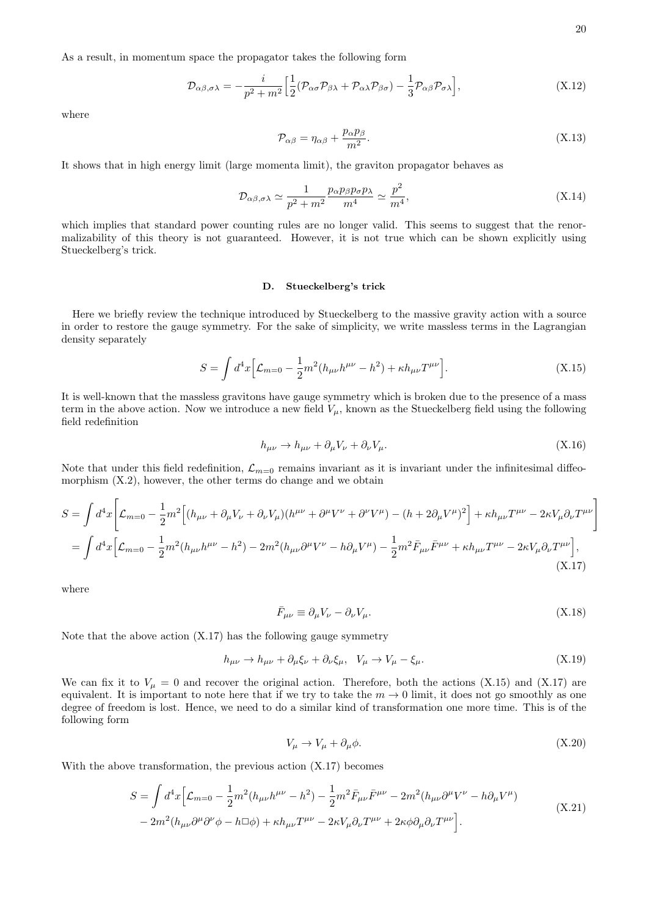As a result, in momentum space the propagator takes the following form

$$\mathcal{D}_{\alpha\beta,\sigma\lambda} = -\frac{i}{p^2+m^2}\Big[\frac{1}{2}(\mathcal{P}_{\alpha\sigma}\mathcal{P}_{\beta\lambda}+\mathcal{P}_{\alpha\lambda}\mathcal{P}_{\beta\sigma})-\frac{1}{3}\mathcal{P}_{\alpha\beta}\mathcal{P}_{\sigma\lambda}\Big], \tag{X.12}$$

where

$$\mathcal{P}_{\alpha\beta} = \eta_{\alpha\beta}+\frac{p_\alpha p_\beta}{m^2}. \tag{X.13}$$

It shows that in high energy limit (large momenta limit), the graviton propagator behaves as

$$\mathcal{D}_{\alpha\beta,\sigma\lambda} \simeq \frac{1}{p^2+m^2}\frac{p_\alpha p_\beta p_\sigma p_\lambda}{m^4} \simeq \frac{p^2}{m^4}, \tag{X.14}$$

which implies that standard power counting rules are no longer valid. This seems to suggest that the renormalizability of this theory is not guaranteed. However, it is not true which can be shown explicitly using Stueckelberg's trick.

### D. Stueckelberg's trick

Here we briefly review the technique introduced by Stueckelberg to the massive gravity action with a source in order to restore the gauge symmetry. For the sake of simplicity, we write massless terms in the Lagrangian density separately

$$S = \int d^4x\Big[\mathcal{L}_{m=0} - \frac{1}{2}m^2(h_{\mu\nu}h^{\mu\nu}-h^2)+\kappa h_{\mu\nu}T^{\mu\nu}\Big]. \tag{X.15}$$

It is well-known that the massless gravitons have gauge symmetry which is broken due to the presence of a mass term in the above action. Now we introduce a new field $V_\mu$, known as the Stueckelberg field using the following field redefinition

$$h_{\mu\nu} \to h_{\mu\nu}+\partial_\mu V_\nu+\partial_\nu V_\mu. \tag{X.16}$$

Note that under this field redefinition, $\mathcal{L}_{m=0}$ remains invariant as it is invariant under the infinitesimal diffeomorphism (X.2), however, the other terms do change and we obtain

$$\begin{aligned}
S &= \int d^4x\Bigg[\mathcal{L}_{m=0} - \frac{1}{2}m^2\Big[(h_{\mu\nu}+\partial_\mu V_\nu+\partial_\nu V_\mu)(h^{\mu\nu}+\partial^\mu V^\nu+\partial^\nu V^\mu)-(h+2\partial_\mu V^\mu)^2\Big]+\kappa h_{\mu\nu}T^{\mu\nu}-2\kappa V_\mu\partial_\nu T^{\mu\nu}\Bigg] \\
&= \int d^4x\Big[\mathcal{L}_{m=0} - \frac{1}{2}m^2(h_{\mu\nu}h^{\mu\nu}-h^2)-2m^2(h_{\mu\nu}\partial^\mu V^\nu-h\partial_\mu V^\mu)-\frac{1}{2}m^2\bar{F}_{\mu\nu}\bar{F}^{\mu\nu}+\kappa h_{\mu\nu}T^{\mu\nu}-2\kappa V_\mu\partial_\nu T^{\mu\nu}\Big],
\end{aligned} \tag{X.17}$$

where

$$\bar{F}_{\mu\nu} \equiv \partial_\mu V_\nu - \partial_\nu V_\mu. \tag{X.18}$$

Note that the above action (X.17) has the following gauge symmetry

$$h_{\mu\nu} \to h_{\mu\nu}+\partial_\mu\xi_\nu+\partial_\nu\xi_\mu, \quad V_\mu \to V_\mu - \xi_\mu. \tag{X.19}$$

We can fix it to $V_\mu = 0$ and recover the original action. Therefore, both the actions (X.15) and (X.17) are equivalent. It is important to note here that if we try to take the $m \to 0$ limit, it does not go smoothly as one degree of freedom is lost. Hence, we need to do a similar kind of transformation one more time. This is of the following form

$$V_\mu \to V_\mu + \partial_\mu\phi. \tag{X.20}$$

With the above transformation, the previous action (X.17) becomes

$$\begin{aligned}
S = \int d^4x\Big[&\mathcal{L}_{m=0} - \frac{1}{2}m^2(h_{\mu\nu}h^{\mu\nu}-h^2)-\frac{1}{2}m^2\bar{F}_{\mu\nu}\bar{F}^{\mu\nu}-2m^2(h_{\mu\nu}\partial^\mu V^\nu-h\partial_\mu V^\mu) \\
&-2m^2(h_{\mu\nu}\partial^\mu\partial^\nu\phi-h\Box\phi)+\kappa h_{\mu\nu}T^{\mu\nu}-2\kappa V_\mu\partial_\nu T^{\mu\nu}+2\kappa\phi\partial_\mu\partial_\nu T^{\mu\nu}\Big].
\end{aligned} \tag{X.21}$$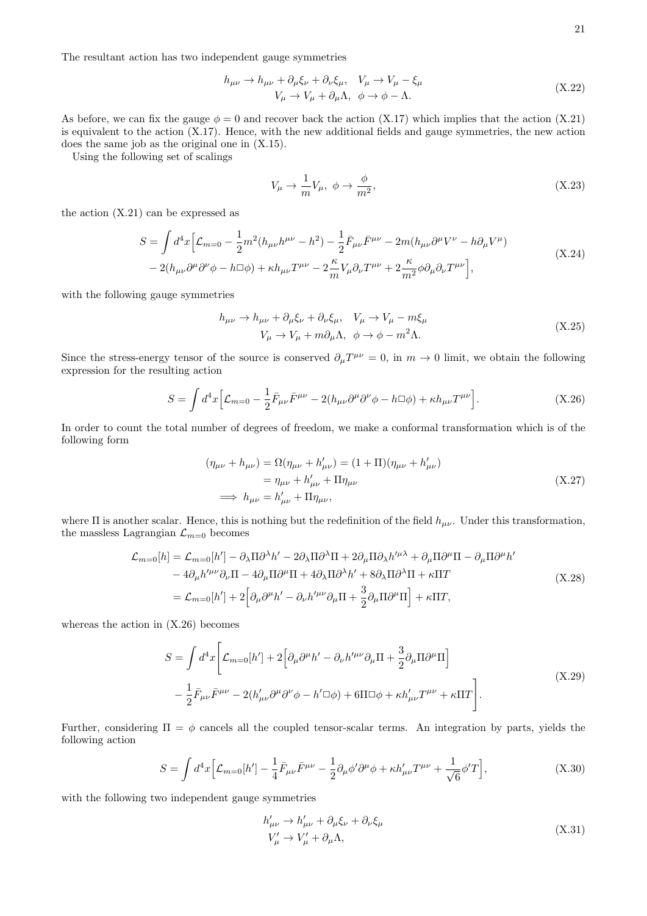The resultant action has two independent gauge symmetries

$$
\begin{aligned}
h_{\mu\nu} \to h_{\mu\nu} + \partial_\mu \xi_\nu + \partial_\nu \xi_\mu, \quad V_\mu \to V_\mu - \xi_\mu \\
V_\mu \to V_\mu + \partial_\mu \Lambda, \quad \phi \to \phi - \Lambda.
\end{aligned}
\tag{X.22}
$$

As before, we can fix the gauge $\phi = 0$ and recover back the action (X.17) which implies that the action (X.21) is equivalent to the action (X.17). Hence, with the new additional fields and gauge symmetries, the new action does the same job as the original one in (X.15).

Using the following set of scalings

$$
V_\mu \to \frac{1}{m} V_\mu, \;\; \phi \to \frac{\phi}{m^2}, \tag{X.23}
$$

the action (X.21) can be expressed as

$$
\begin{aligned}
S = \int d^4x \Big[ & \mathcal{L}_{m=0} - \frac{1}{2} m^2 (h_{\mu\nu} h^{\mu\nu} - h^2) - \frac{1}{2} \bar{F}_{\mu\nu} \bar{F}^{\mu\nu} - 2m (h_{\mu\nu} \partial^\mu V^\nu - h \partial_\mu V^\mu) \\
& - 2 (h_{\mu\nu} \partial^\mu \partial^\nu \phi - h \Box \phi) + \kappa h_{\mu\nu} T^{\mu\nu} - 2 \frac{\kappa}{m} V_\mu \partial_\nu T^{\mu\nu} + 2 \frac{\kappa}{m^2} \phi \partial_\mu \partial_\nu T^{\mu\nu} \Big],
\end{aligned}
\tag{X.24}
$$

with the following gauge symmetries

$$
\begin{aligned}
h_{\mu\nu} \to h_{\mu\nu} + \partial_\mu \xi_\nu + \partial_\nu \xi_\mu, \quad V_\mu \to V_\mu - m \xi_\mu \\
V_\mu \to V_\mu + m \partial_\mu \Lambda, \quad \phi \to \phi - m^2 \Lambda.
\end{aligned}
\tag{X.25}
$$

Since the stress-energy tensor of the source is conserved $\partial_\mu T^{\mu\nu} = 0$, in $m \to 0$ limit, we obtain the following expression for the resulting action

$$
S = \int d^4x \Big[ \mathcal{L}_{m=0} - \frac{1}{2} \bar{F}_{\mu\nu} \bar{F}^{\mu\nu} - 2 (h_{\mu\nu} \partial^\mu \partial^\nu \phi - h \Box \phi) + \kappa h_{\mu\nu} T^{\mu\nu} \Big]. \tag{X.26}
$$

In order to count the total number of degrees of freedom, we make a conformal transformation which is of the following form

$$
\begin{aligned}
(\eta_{\mu\nu} + h_{\mu\nu}) &= \Omega (\eta_{\mu\nu} + h'_{\mu\nu}) = (1 + \Pi)(\eta_{\mu\nu} + h'_{\mu\nu}) \\
&= \eta_{\mu\nu} + h'_{\mu\nu} + \Pi \eta_{\mu\nu} \\
\implies h_{\mu\nu} &= h'_{\mu\nu} + \Pi \eta_{\mu\nu},
\end{aligned}
\tag{X.27}
$$

where $\Pi$ is another scalar. Hence, this is nothing but the redefinition of the field $h_{\mu\nu}$. Under this transformation, the massless Lagrangian $\mathcal{L}_{m=0}$ becomes

$$
\begin{aligned}
\mathcal{L}_{m=0}[h] = & \mathcal{L}_{m=0}[h'] - \partial_\lambda \Pi \partial^\lambda h' - 2 \partial_\lambda \Pi \partial^\lambda \Pi + 2 \partial_\mu \Pi \partial_\lambda h'^{\mu\lambda} + \partial_\mu \Pi \partial^\mu \Pi - \partial_\mu \Pi \partial^\mu h' \\
& - 4 \partial_\mu h'^{\mu\nu} \partial_\nu \Pi - 4 \partial_\mu \Pi \partial^\mu \Pi + 4 \partial_\lambda \Pi \partial^\lambda h' + 8 \partial_\lambda \Pi \partial^\lambda \Pi + \kappa \Pi T \\
= & \mathcal{L}_{m=0}[h'] + 2 \Big[ \partial_\mu \partial^\mu h' - \partial_\nu h'^{\mu\nu} \partial_\mu \Pi + \frac{3}{2} \partial_\mu \Pi \partial^\mu \Pi \Big] + \kappa \Pi T,
\end{aligned}
\tag{X.28}
$$

whereas the action in (X.26) becomes

$$
\begin{aligned}
S = \int d^4x \Bigg[ & \mathcal{L}_{m=0}[h'] + 2 \Big[ \partial_\mu \partial^\mu h' - \partial_\nu h'^{\mu\nu} \partial_\mu \Pi + \frac{3}{2} \partial_\mu \Pi \partial^\mu \Pi \Big] \\
& - \frac{1}{2} \bar{F}_{\mu\nu} \bar{F}^{\mu\nu} - 2 (h'_{\mu\nu} \partial^\mu \partial^\nu \phi - h' \Box \phi) + 6 \Pi \Box \phi + \kappa h'_{\mu\nu} T^{\mu\nu} + \kappa \Pi T \Bigg].
\end{aligned}
\tag{X.29}
$$

Further, considering $\Pi = \phi$ cancels all the coupled tensor-scalar terms. An integration by parts, yields the following action

$$
S = \int d^4x \Big[ \mathcal{L}_{m=0}[h'] - \frac{1}{4} \bar{F}_{\mu\nu} \bar{F}^{\mu\nu} - \frac{1}{2} \partial_\mu \phi' \partial^\mu \phi + \kappa h'_{\mu\nu} T^{\mu\nu} + \frac{1}{\sqrt{6}} \phi' T \Big], \tag{X.30}
$$

with the following two independent gauge symmetries

$$
\begin{aligned}
h'_{\mu\nu} \to h'_{\mu\nu} + \partial_\mu \xi_\nu + \partial_\nu \xi_\mu \\
V'_\mu \to V'_\mu + \partial_\mu \Lambda,
\end{aligned}
\tag{X.31}
$$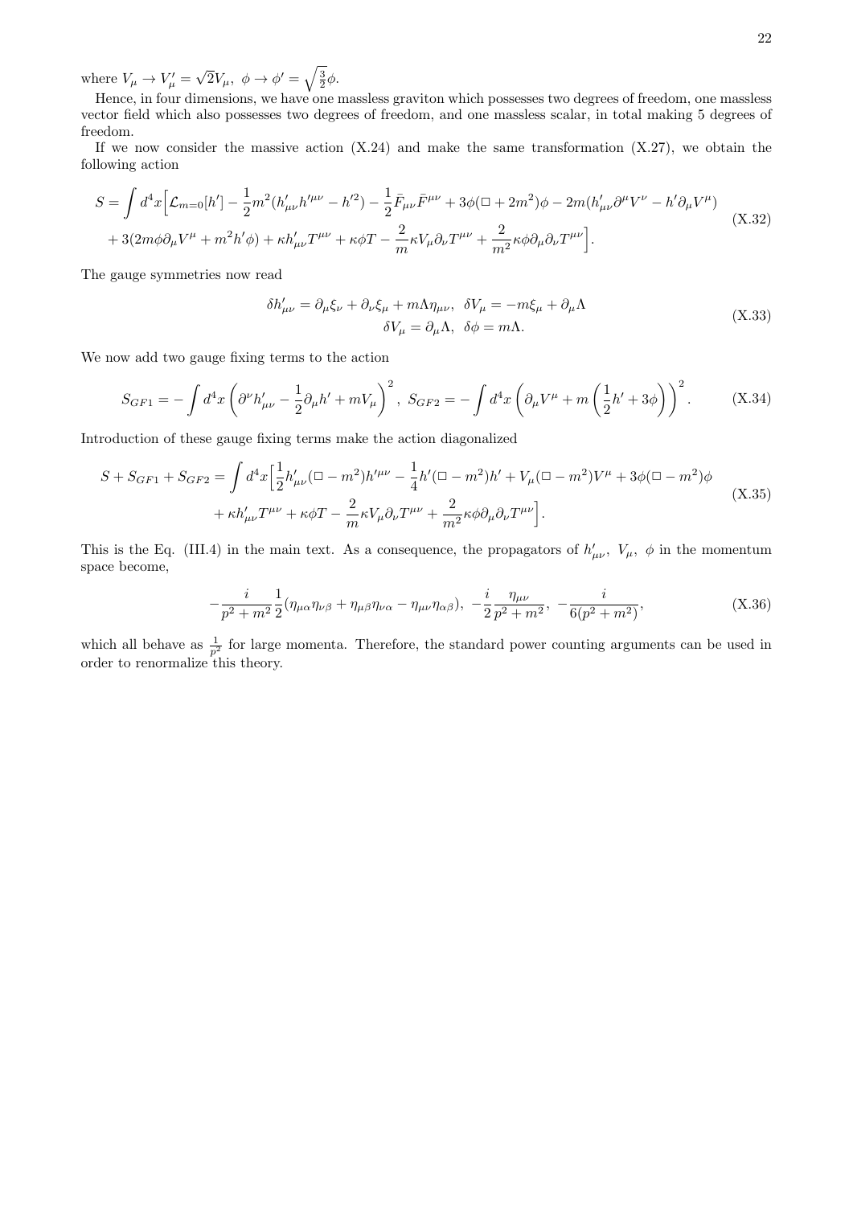where $V_\mu \to V'_\mu = \sqrt{2}V_\mu$, $\phi \to \phi' = \sqrt{\frac{3}{2}}\phi$.

Hence, in four dimensions, we have one massless graviton which possesses two degrees of freedom, one massless vector field which also possesses two degrees of freedom, and one massless scalar, in total making 5 degrees of freedom.

If we now consider the massive action (X.24) and make the same transformation (X.27), we obtain the following action

$$
\begin{aligned}
S = \int d^4x \Big[ & \mathcal{L}_{m=0}[h'] - \frac{1}{2}m^2(h'_{\mu\nu}h'^{\mu\nu} - h'^2) - \frac{1}{2}\bar{F}_{\mu\nu}\bar{F}^{\mu\nu} + 3\phi(\Box + 2m^2)\phi - 2m(h'_{\mu\nu}\partial^\mu V^\nu - h'\partial_\mu V^\mu) \\
& + 3(2m\phi\partial_\mu V^\mu + m^2 h'\phi) + \kappa h'_{\mu\nu}T^{\mu\nu} + \kappa\phi T - \frac{2}{m}\kappa V_\mu \partial_\nu T^{\mu\nu} + \frac{2}{m^2}\kappa\phi\partial_\mu\partial_\nu T^{\mu\nu} \Big].
\end{aligned} \tag{X.32}
$$

The gauge symmetries now read

$$
\begin{aligned}
\delta h'_{\mu\nu} = \partial_\mu \xi_\nu + \partial_\nu \xi_\mu + m\Lambda\eta_{\mu\nu}, \ \ \delta V_\mu = -m\xi_\mu + \partial_\mu\Lambda \\
\delta V_\mu = \partial_\mu\Lambda, \ \ \delta\phi = m\Lambda.
\end{aligned} \tag{X.33}
$$

We now add two gauge fixing terms to the action

$$
S_{GF1} = -\int d^4x \left(\partial^\nu h'_{\mu\nu} - \frac{1}{2}\partial_\mu h' + mV_\mu\right)^2, \ S_{GF2} = -\int d^4x \left(\partial_\mu V^\mu + m\left(\frac{1}{2}h' + 3\phi\right)\right)^2. \tag{X.34}
$$

Introduction of these gauge fixing terms make the action diagonalized

$$
\begin{aligned}
S + S_{GF1} + S_{GF2} = \int d^4x \Big[ & \frac{1}{2}h'_{\mu\nu}(\Box - m^2)h'^{\mu\nu} - \frac{1}{4}h'(\Box - m^2)h' + V_\mu(\Box - m^2)V^\mu + 3\phi(\Box - m^2)\phi \\
& + \kappa h'_{\mu\nu}T^{\mu\nu} + \kappa\phi T - \frac{2}{m}\kappa V_\mu\partial_\nu T^{\mu\nu} + \frac{2}{m^2}\kappa\phi\partial_\mu\partial_\nu T^{\mu\nu} \Big].
\end{aligned} \tag{X.35}
$$

This is the Eq. (III.4) in the main text. As a consequence, the propagators of $h'_{\mu\nu}$, $V_\mu$, $\phi$ in the momentum space become,

$$
-\frac{i}{p^2 + m^2}\frac{1}{2}(\eta_{\mu\alpha}\eta_{\nu\beta} + \eta_{\mu\beta}\eta_{\nu\alpha} - \eta_{\mu\nu}\eta_{\alpha\beta}), \ -\frac{i}{2}\frac{\eta_{\mu\nu}}{p^2 + m^2}, \ -\frac{i}{6(p^2 + m^2)}, \tag{X.36}
$$

which all behave as $\frac{1}{p^2}$ for large momenta. Therefore, the standard power counting arguments can be used in order to renormalize this theory.